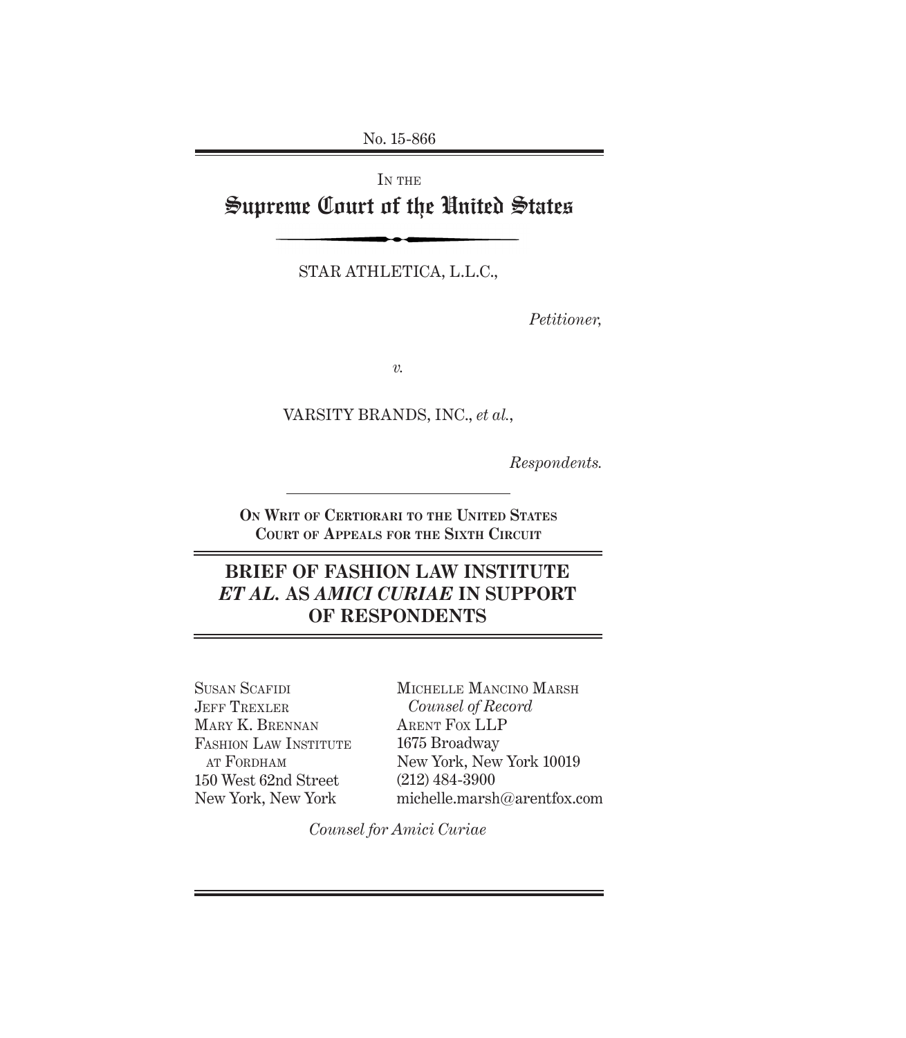No. 15-866

IN THE

# Supreme Court of the United States

STAR ATHLETICA, L.L.C.,

*Petitioner,*

*v.*

VARSITY BRANDS, INC., *et al.*,

*Respondents.*

**ON WRIT OF CERTIORARI TO THE UNITED STATES COURT OF APPEALS FOR THE SIXTH CIRCUIT**

## BRIEF OF FASHION LAW INSTITUTE *ET AL.* AS *AMICI CURIAE* IN SUPPORT OF RESPONDENTS

SUSAN SCAFIDI
JEFF TREXLER
MARY K. BRENNAN
FASHION LAW INSTITUTE AT FORDHAM
150 West 62nd Street
New York, New York

MICHELLE MANCINO MARSH
*Counsel of Record*
ARENT FOX LLP
1675 Broadway
New York, New York 10019
(212) 484-3900
michelle.marsh@arentfox.com

*Counsel for Amici Curiae*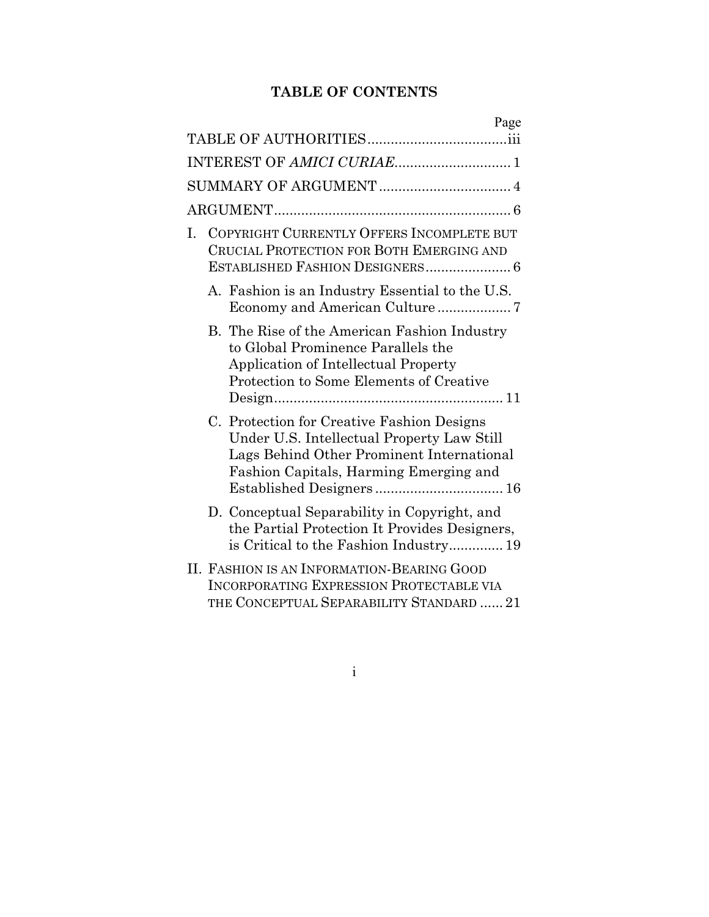# TABLE OF CONTENTS

| | Page |
|---|---|
| TABLE OF AUTHORITIES | iii |
| INTEREST OF *AMICI CURIAE* | 1 |
| SUMMARY OF ARGUMENT | 4 |
| ARGUMENT | 6 |
| I. COPYRIGHT CURRENTLY OFFERS INCOMPLETE BUT CRUCIAL PROTECTION FOR BOTH EMERGING AND ESTABLISHED FASHION DESIGNERS | 6 |
| A. Fashion is an Industry Essential to the U.S. Economy and American Culture | 7 |
| B. The Rise of the American Fashion Industry to Global Prominence Parallels the Application of Intellectual Property Protection to Some Elements of Creative Design | 11 |
| C. Protection for Creative Fashion Designs Under U.S. Intellectual Property Law Still Lags Behind Other Prominent International Fashion Capitals, Harming Emerging and Established Designers | 16 |
| D. Conceptual Separability in Copyright, and the Partial Protection It Provides Designers, is Critical to the Fashion Industry | 19 |
| II. FASHION IS AN INFORMATION-BEARING GOOD INCORPORATING EXPRESSION PROTECTABLE VIA THE CONCEPTUAL SEPARABILITY STANDARD | 21 |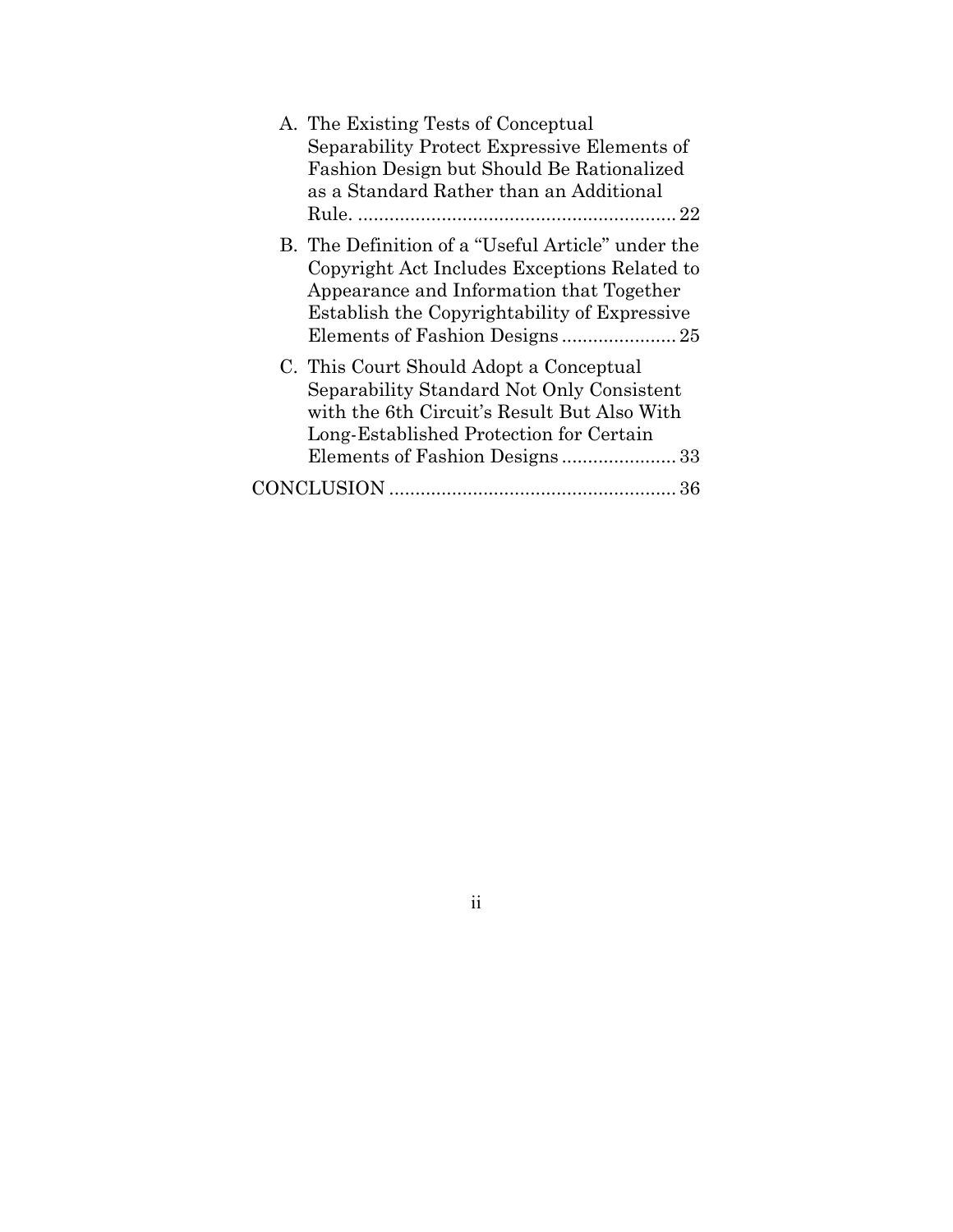A. The Existing Tests of Conceptual Separability Protect Expressive Elements of Fashion Design but Should Be Rationalized as a Standard Rather than an Additional Rule. ............................................................ 22

B. The Definition of a "Useful Article" under the Copyright Act Includes Exceptions Related to Appearance and Information that Together Establish the Copyrightability of Expressive Elements of Fashion Designs ...................... 25

C. This Court Should Adopt a Conceptual Separability Standard Not Only Consistent with the 6th Circuit's Result But Also With Long-Established Protection for Certain Elements of Fashion Designs ...................... 33

CONCLUSION ...................................................... 36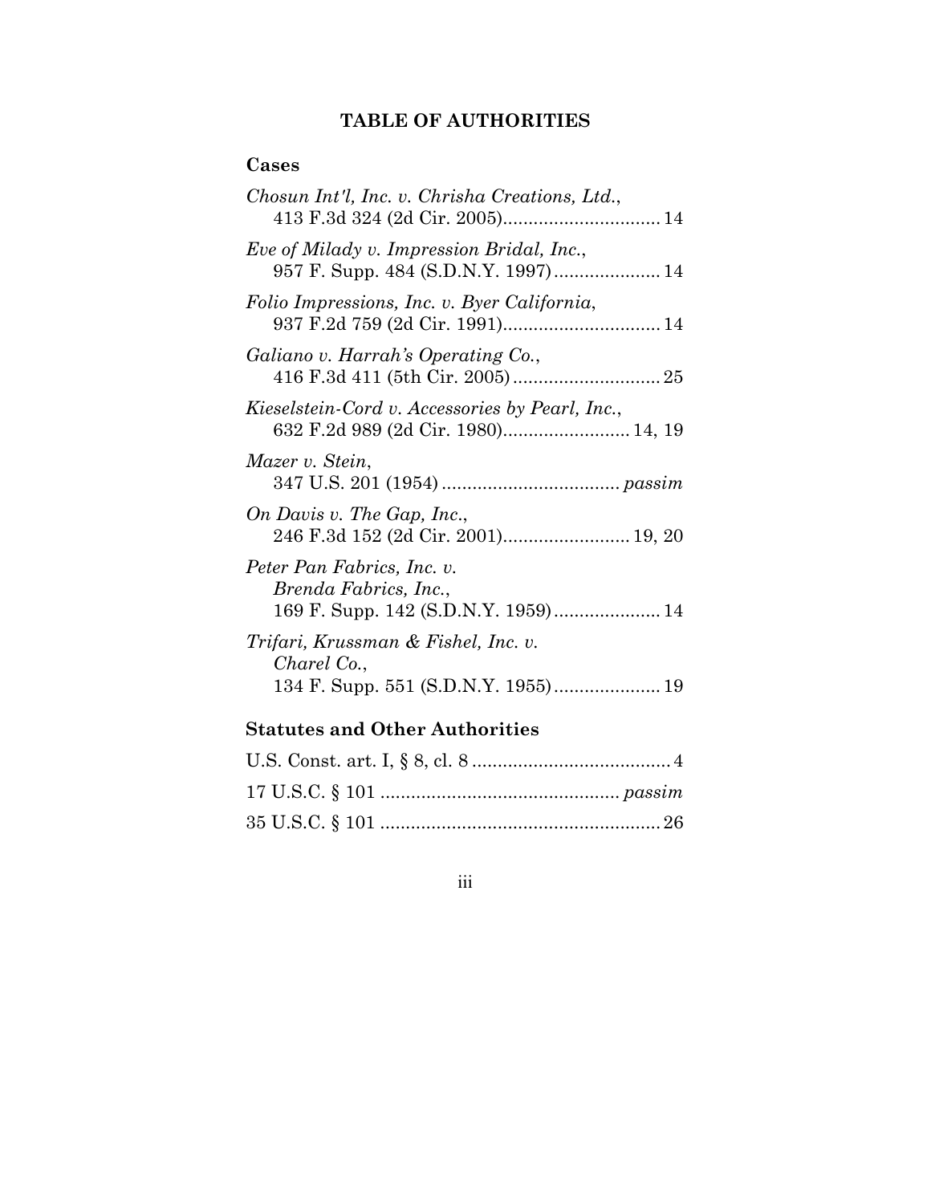# TABLE OF AUTHORITIES

## Cases

*Chosun Int'l, Inc. v. Chrisha Creations, Ltd.*, 413 F.3d 324 (2d Cir. 2005) .......... 14

*Eve of Milady v. Impression Bridal, Inc.*, 957 F. Supp. 484 (S.D.N.Y. 1997) .......... 14

*Folio Impressions, Inc. v. Byer California*, 937 F.2d 759 (2d Cir. 1991) .......... 14

*Galiano v. Harrah's Operating Co.*, 416 F.3d 411 (5th Cir. 2005) .......... 25

*Kieselstein-Cord v. Accessories by Pearl, Inc.*, 632 F.2d 989 (2d Cir. 1980) .......... 14, 19

*Mazer v. Stein*, 347 U.S. 201 (1954) .......... *passim*

*On Davis v. The Gap, Inc.*, 246 F.3d 152 (2d Cir. 2001) .......... 19, 20

*Peter Pan Fabrics, Inc. v. Brenda Fabrics, Inc.*, 169 F. Supp. 142 (S.D.N.Y. 1959) .......... 14

*Trifari, Krussman & Fishel, Inc. v. Charel Co.*, 134 F. Supp. 551 (S.D.N.Y. 1955) .......... 19

## Statutes and Other Authorities

U.S. Const. art. I, § 8, cl. 8 .......... 4

17 U.S.C. § 101 .......... *passim*

35 U.S.C. § 101 .......... 26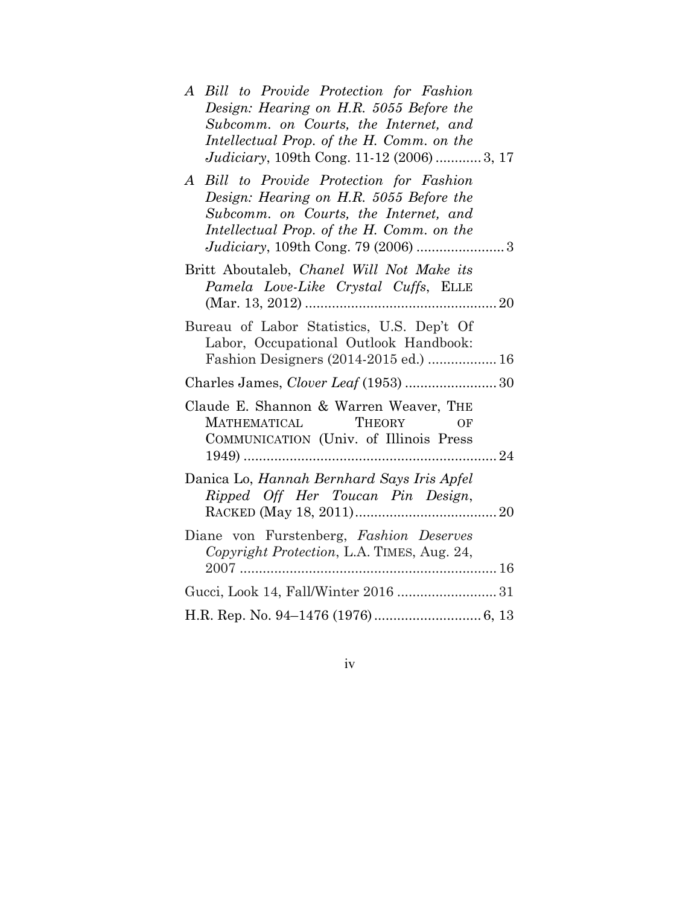*A Bill to Provide Protection for Fashion Design: Hearing on H.R. 5055 Before the Subcomm. on Courts, the Internet, and Intellectual Prop. of the H. Comm. on the Judiciary*, 109th Cong. 11-12 (2006) ............ 3, 17

*A Bill to Provide Protection for Fashion Design: Hearing on H.R. 5055 Before the Subcomm. on Courts, the Internet, and Intellectual Prop. of the H. Comm. on the Judiciary*, 109th Cong. 79 (2006) ....................... 3

Britt Aboutaleb, *Chanel Will Not Make its Pamela Love-Like Crystal Cuffs*, ELLE (Mar. 13, 2012) .................................................. 20

Bureau of Labor Statistics, U.S. Dep't Of Labor, Occupational Outlook Handbook: Fashion Designers (2014-2015 ed.) .................. 16

Charles James, *Clover Leaf* (1953) ........................ 30

Claude E. Shannon & Warren Weaver, THE MATHEMATICAL THEORY OF COMMUNICATION (Univ. of Illinois Press 1949) .................................................................. 24

Danica Lo, *Hannah Bernhard Says Iris Apfel Ripped Off Her Toucan Pin Design*, RACKED (May 18, 2011) ..................................... 20

Diane von Furstenberg, *Fashion Deserves Copyright Protection*, L.A. TIMES, Aug. 24, 2007 .................................................................. 16

Gucci, Look 14, Fall/Winter 2016 .......................... 31

H.R. Rep. No. 94–1476 (1976) ............................ 6, 13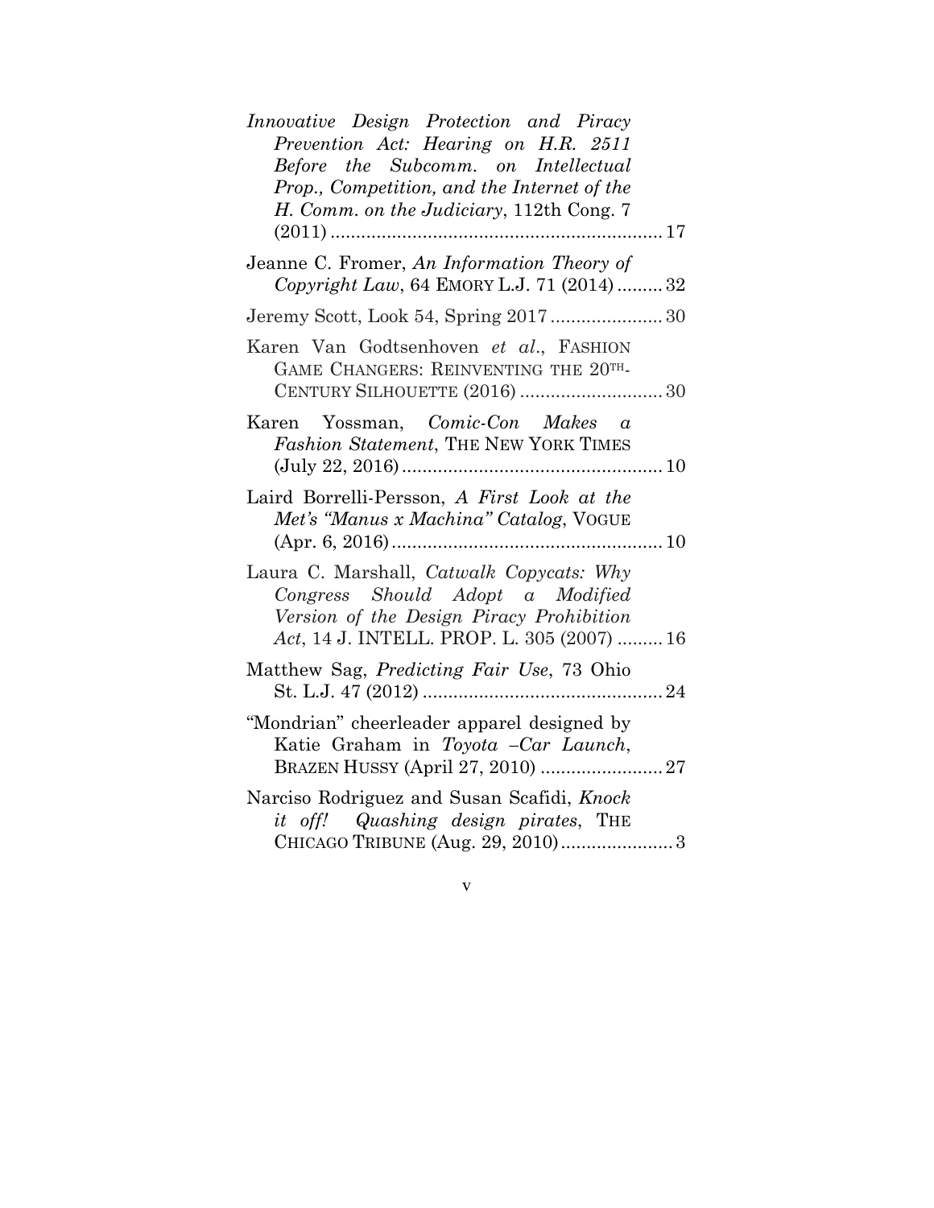*Innovative Design Protection and Piracy Prevention Act: Hearing on H.R. 2511 Before the Subcomm. on Intellectual Prop., Competition, and the Internet of the H. Comm. on the Judiciary*, 112th Cong. 7 (2011) .................................................................. 17

Jeanne C. Fromer, *An Information Theory of Copyright Law*, 64 EMORY L.J. 71 (2014) ......... 32

Jeremy Scott, Look 54, Spring 2017 ...................... 30

Karen Van Godtsenhoven *et al.*, FASHION GAME CHANGERS: REINVENTING THE 20TH-CENTURY SILHOUETTE (2016) ............................ 30

Karen Yossman, *Comic-Con Makes a Fashion Statement*, THE NEW YORK TIMES (July 22, 2016) ................................................... 10

Laird Borrelli-Persson, *A First Look at the Met's "Manus x Machina" Catalog*, VOGUE (Apr. 6, 2016) ..................................................... 10

Laura C. Marshall, *Catwalk Copycats: Why Congress Should Adopt a Modified Version of the Design Piracy Prohibition Act*, 14 J. INTELL. PROP. L. 305 (2007) ......... 16

Matthew Sag, *Predicting Fair Use*, 73 Ohio St. L.J. 47 (2012) ............................................... 24

"Mondrian" cheerleader apparel designed by Katie Graham in *Toyota –Car Launch*, BRAZEN HUSSY (April 27, 2010) ........................ 27

Narciso Rodriguez and Susan Scafidi, *Knock it off! Quashing design pirates*, THE CHICAGO TRIBUNE (Aug. 29, 2010) ...................... 3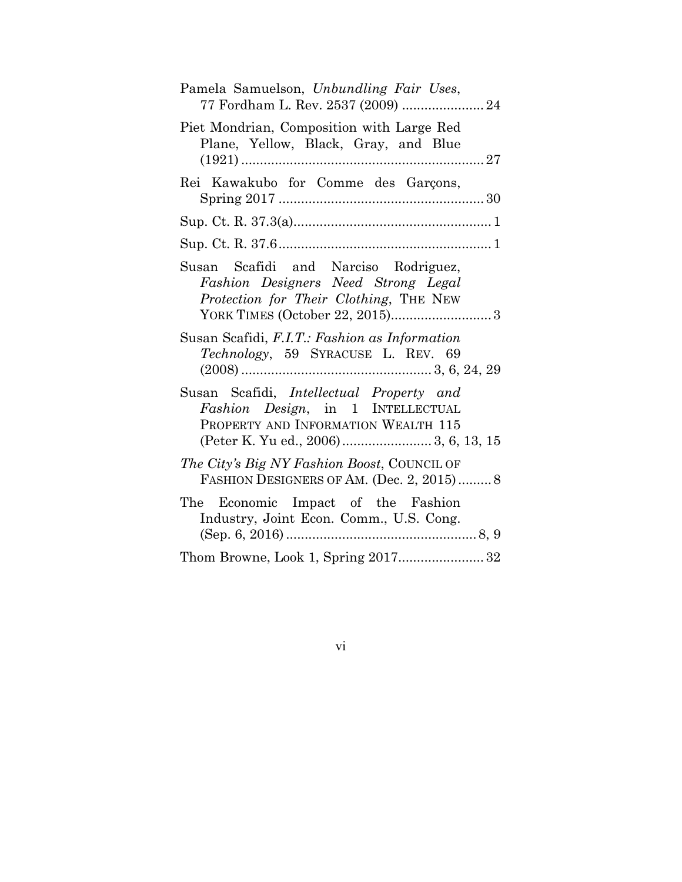Pamela Samuelson, *Unbundling Fair Uses*, 77 Fordham L. Rev. 2537 (2009) ...................... 24

Piet Mondrian, Composition with Large Red Plane, Yellow, Black, Gray, and Blue (1921) ................................................................. 27

Rei Kawakubo for Comme des Garçons, Spring 2017 ....................................................... 30

Sup. Ct. R. 37.3(a)..................................................... 1

Sup. Ct. R. 37.6......................................................... 1

Susan Scafidi and Narciso Rodriguez, *Fashion Designers Need Strong Legal Protection for Their Clothing*, THE NEW YORK TIMES (October 22, 2015)........................... 3

Susan Scafidi, *F.I.T.: Fashion as Information Technology*, 59 SYRACUSE L. REV. 69 (2008) .................................................. 3, 6, 24, 29

Susan Scafidi, *Intellectual Property and Fashion Design*, in 1 INTELLECTUAL PROPERTY AND INFORMATION WEALTH 115 (Peter K. Yu ed., 2006)........................ 3, 6, 13, 15

*The City's Big NY Fashion Boost*, COUNCIL OF FASHION DESIGNERS OF AM. (Dec. 2, 2015) ......... 8

The Economic Impact of the Fashion Industry, Joint Econ. Comm., U.S. Cong. (Sep. 6, 2016) .................................................. 8, 9

Thom Browne, Look 1, Spring 2017....................... 32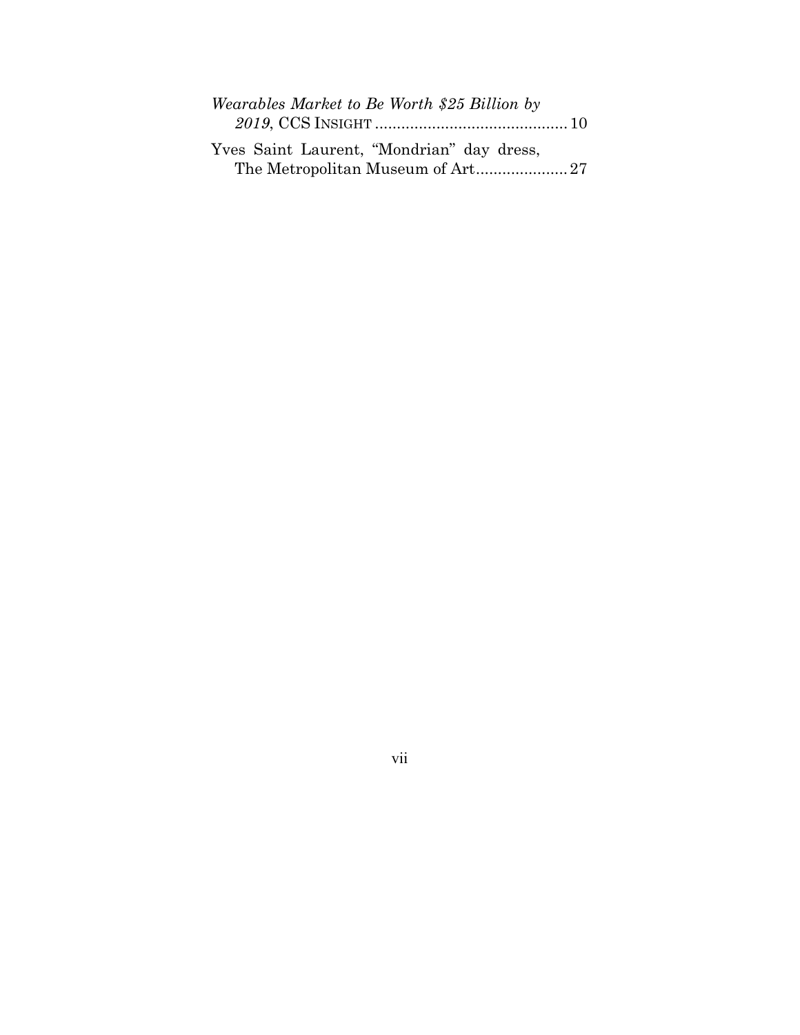*Wearables Market to Be Worth $25 Billion by 2019*, CCS INSIGHT ............................................ 10

Yves Saint Laurent, "Mondrian" day dress, The Metropolitan Museum of Art..................... 27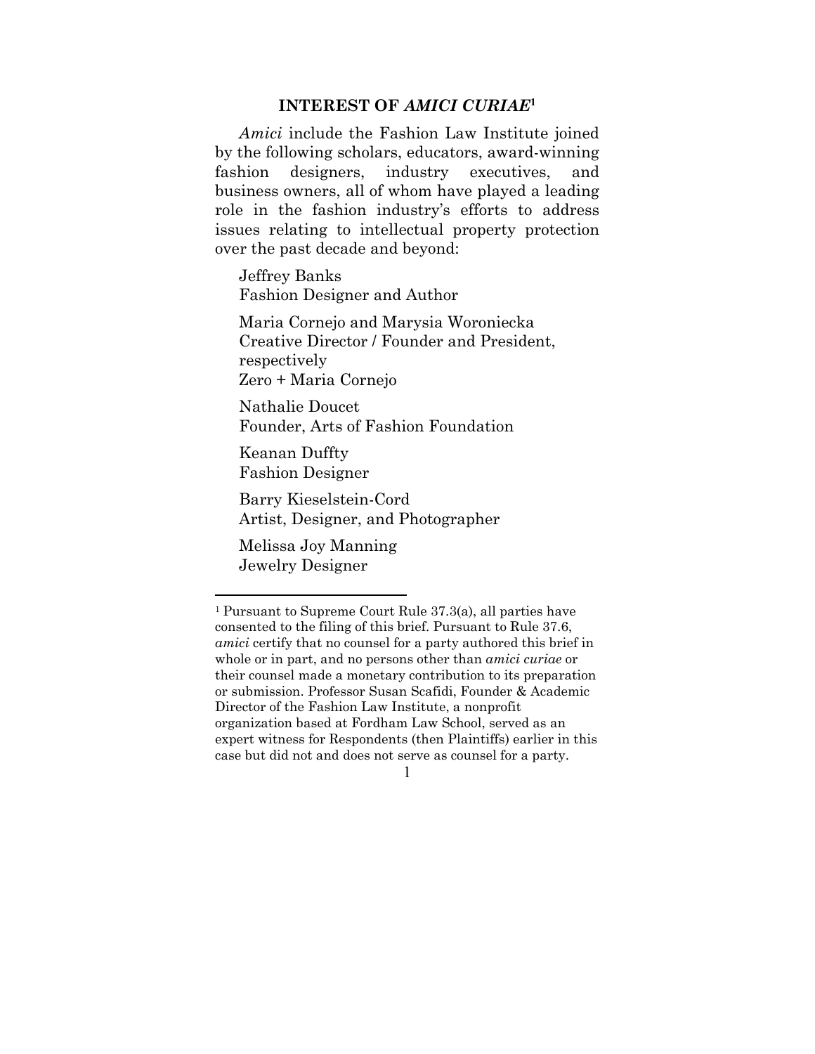## INTEREST OF *AMICI CURIAE*[1]

*Amici* include the Fashion Law Institute joined by the following scholars, educators, award-winning fashion designers, industry executives, and business owners, all of whom have played a leading role in the fashion industry's efforts to address issues relating to intellectual property protection over the past decade and beyond:

Jeffrey Banks
Fashion Designer and Author

Maria Cornejo and Marysia Woroniecka
Creative Director / Founder and President, respectively
Zero + Maria Cornejo

Nathalie Doucet
Founder, Arts of Fashion Foundation

Keanan Duffty
Fashion Designer

Barry Kieselstein-Cord
Artist, Designer, and Photographer

Melissa Joy Manning
Jewelry Designer

---

[1] Pursuant to Supreme Court Rule 37.3(a), all parties have consented to the filing of this brief. Pursuant to Rule 37.6, *amici* certify that no counsel for a party authored this brief in whole or in part, and no persons other than *amici curiae* or their counsel made a monetary contribution to its preparation or submission. Professor Susan Scafidi, Founder & Academic Director of the Fashion Law Institute, a nonprofit organization based at Fordham Law School, served as an expert witness for Respondents (then Plaintiffs) earlier in this case but did not and does not serve as counsel for a party.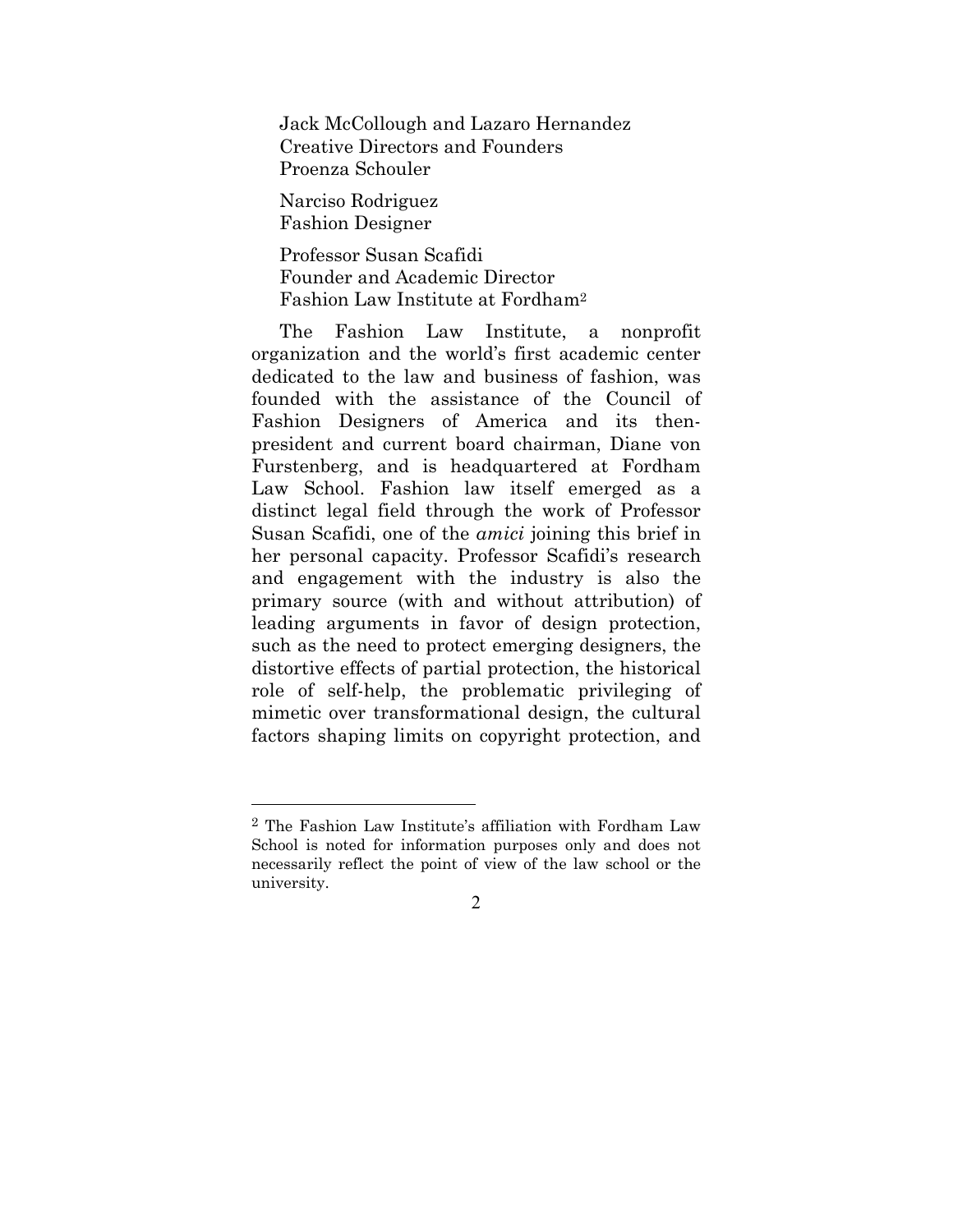Jack McCollough and Lazaro Hernandez
Creative Directors and Founders
Proenza Schouler

Narciso Rodriguez
Fashion Designer

Professor Susan Scafidi
Founder and Academic Director
Fashion Law Institute at Fordham[2]

The Fashion Law Institute, a nonprofit organization and the world's first academic center dedicated to the law and business of fashion, was founded with the assistance of the Council of Fashion Designers of America and its then-president and current board chairman, Diane von Furstenberg, and is headquartered at Fordham Law School. Fashion law itself emerged as a distinct legal field through the work of Professor Susan Scafidi, one of the *amici* joining this brief in her personal capacity. Professor Scafidi's research and engagement with the industry is also the primary source (with and without attribution) of leading arguments in favor of design protection, such as the need to protect emerging designers, the distortive effects of partial protection, the historical role of self-help, the problematic privileging of mimetic over transformational design, the cultural factors shaping limits on copyright protection, and

---

[2] The Fashion Law Institute's affiliation with Fordham Law School is noted for information purposes only and does not necessarily reflect the point of view of the law school or the university.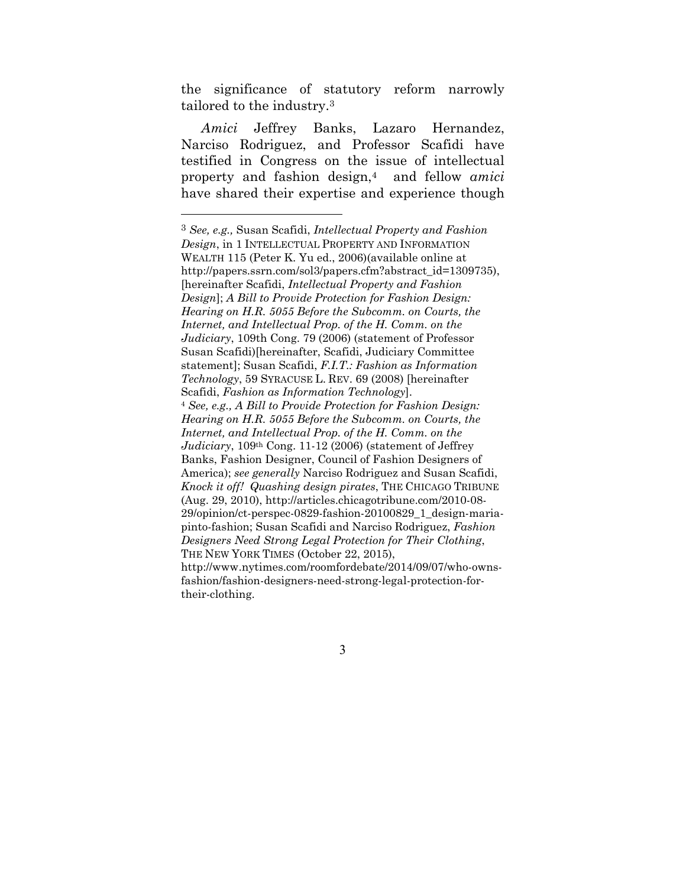the significance of statutory reform narrowly tailored to the industry.[3]

*Amici* Jeffrey Banks, Lazaro Hernandez, Narciso Rodriguez, and Professor Scafidi have testified in Congress on the issue of intellectual property and fashion design,[4] and fellow *amici* have shared their expertise and experience though

---

[3] *See, e.g.,* Susan Scafidi, *Intellectual Property and Fashion Design*, in 1 INTELLECTUAL PROPERTY AND INFORMATION WEALTH 115 (Peter K. Yu ed., 2006)(available online at http://papers.ssrn.com/sol3/papers.cfm?abstract_id=1309735), [hereinafter Scafidi, *Intellectual Property and Fashion Design*]; *A Bill to Provide Protection for Fashion Design: Hearing on H.R. 5055 Before the Subcomm. on Courts, the Internet, and Intellectual Prop. of the H. Comm. on the Judiciary*, 109th Cong. 79 (2006) (statement of Professor Susan Scafidi)[hereinafter, Scafidi, Judiciary Committee statement]; Susan Scafidi, *F.I.T.: Fashion as Information Technology*, 59 SYRACUSE L. REV. 69 (2008) [hereinafter Scafidi, *Fashion as Information Technology*].

[4] *See, e.g., A Bill to Provide Protection for Fashion Design: Hearing on H.R. 5055 Before the Subcomm. on Courts, the Internet, and Intellectual Prop. of the H. Comm. on the Judiciary*, 109th Cong. 11-12 (2006) (statement of Jeffrey Banks, Fashion Designer, Council of Fashion Designers of America); *see generally* Narciso Rodriguez and Susan Scafidi, *Knock it off! Quashing design pirates*, THE CHICAGO TRIBUNE (Aug. 29, 2010), http://articles.chicagotribune.com/2010-08-29/opinion/ct-perspec-0829-fashion-20100829_1_design-maria-pinto-fashion; Susan Scafidi and Narciso Rodriguez, *Fashion Designers Need Strong Legal Protection for Their Clothing*, THE NEW YORK TIMES (October 22, 2015), http://www.nytimes.com/roomfordebate/2014/09/07/who-owns-fashion/fashion-designers-need-strong-legal-protection-for-their-clothing.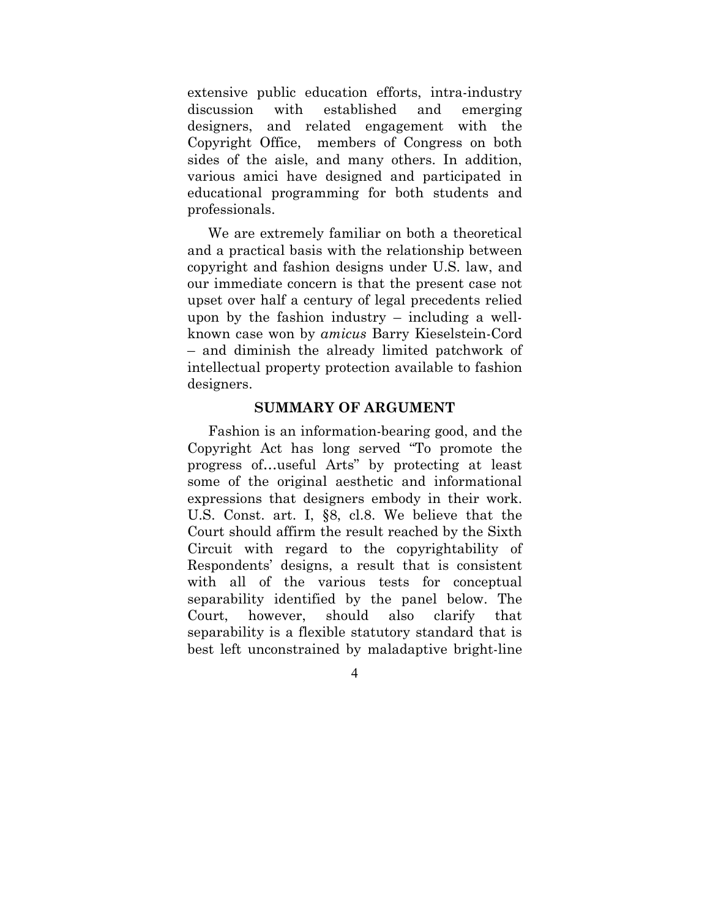extensive public education efforts, intra-industry discussion with established and emerging designers, and related engagement with the Copyright Office, members of Congress on both sides of the aisle, and many others. In addition, various amici have designed and participated in educational programming for both students and professionals.

We are extremely familiar on both a theoretical and a practical basis with the relationship between copyright and fashion designs under U.S. law, and our immediate concern is that the present case not upset over half a century of legal precedents relied upon by the fashion industry – including a well-known case won by *amicus* Barry Kieselstein-Cord – and diminish the already limited patchwork of intellectual property protection available to fashion designers.

## SUMMARY OF ARGUMENT

Fashion is an information-bearing good, and the Copyright Act has long served "To promote the progress of…useful Arts" by protecting at least some of the original aesthetic and informational expressions that designers embody in their work. U.S. Const. art. I, §8, cl.8. We believe that the Court should affirm the result reached by the Sixth Circuit with regard to the copyrightability of Respondents' designs, a result that is consistent with all of the various tests for conceptual separability identified by the panel below. The Court, however, should also clarify that separability is a flexible statutory standard that is best left unconstrained by maladaptive bright-line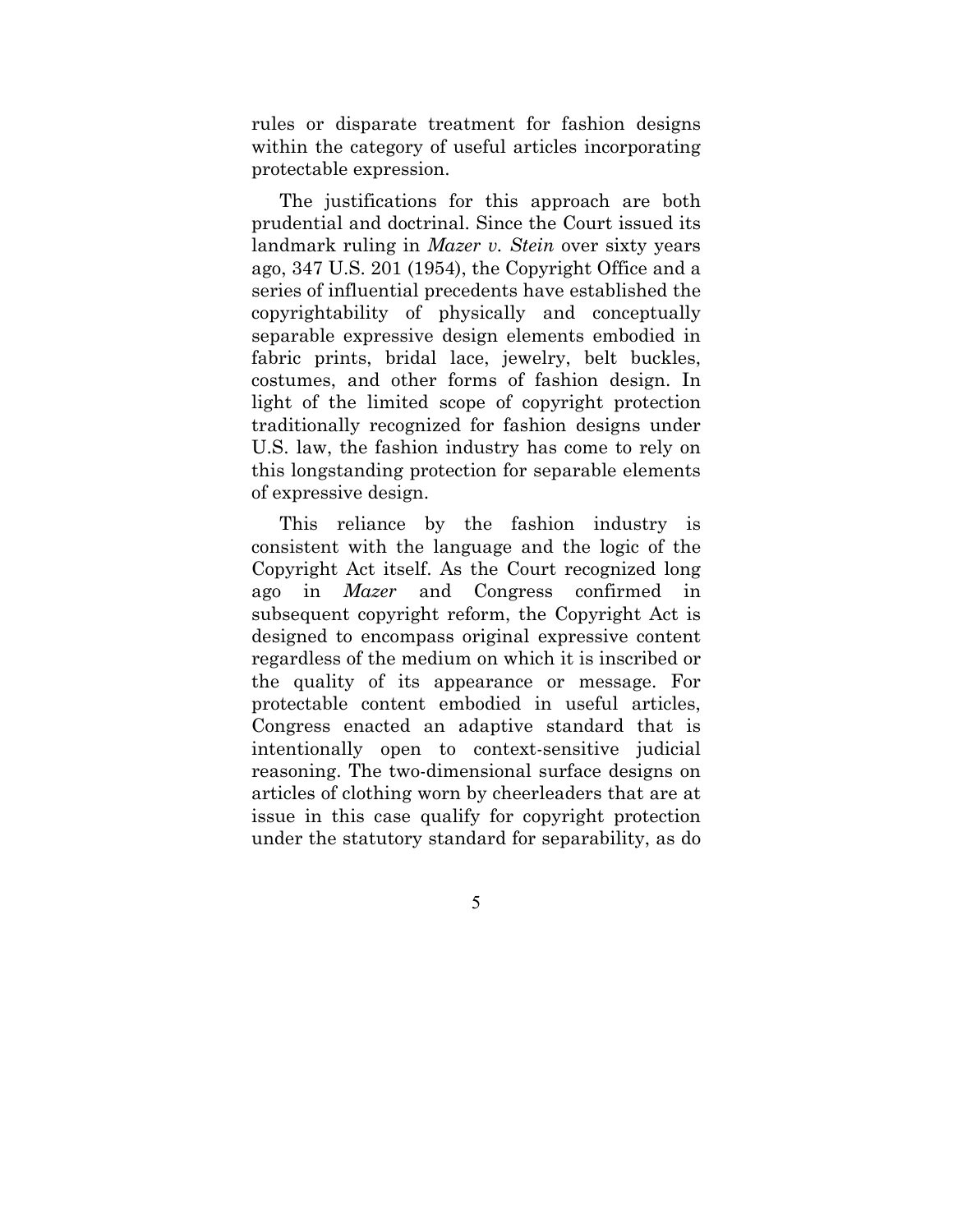rules or disparate treatment for fashion designs within the category of useful articles incorporating protectable expression.

The justifications for this approach are both prudential and doctrinal. Since the Court issued its landmark ruling in *Mazer v. Stein* over sixty years ago, 347 U.S. 201 (1954), the Copyright Office and a series of influential precedents have established the copyrightability of physically and conceptually separable expressive design elements embodied in fabric prints, bridal lace, jewelry, belt buckles, costumes, and other forms of fashion design. In light of the limited scope of copyright protection traditionally recognized for fashion designs under U.S. law, the fashion industry has come to rely on this longstanding protection for separable elements of expressive design.

This reliance by the fashion industry is consistent with the language and the logic of the Copyright Act itself. As the Court recognized long ago in *Mazer* and Congress confirmed in subsequent copyright reform, the Copyright Act is designed to encompass original expressive content regardless of the medium on which it is inscribed or the quality of its appearance or message. For protectable content embodied in useful articles, Congress enacted an adaptive standard that is intentionally open to context-sensitive judicial reasoning. The two-dimensional surface designs on articles of clothing worn by cheerleaders that are at issue in this case qualify for copyright protection under the statutory standard for separability, as do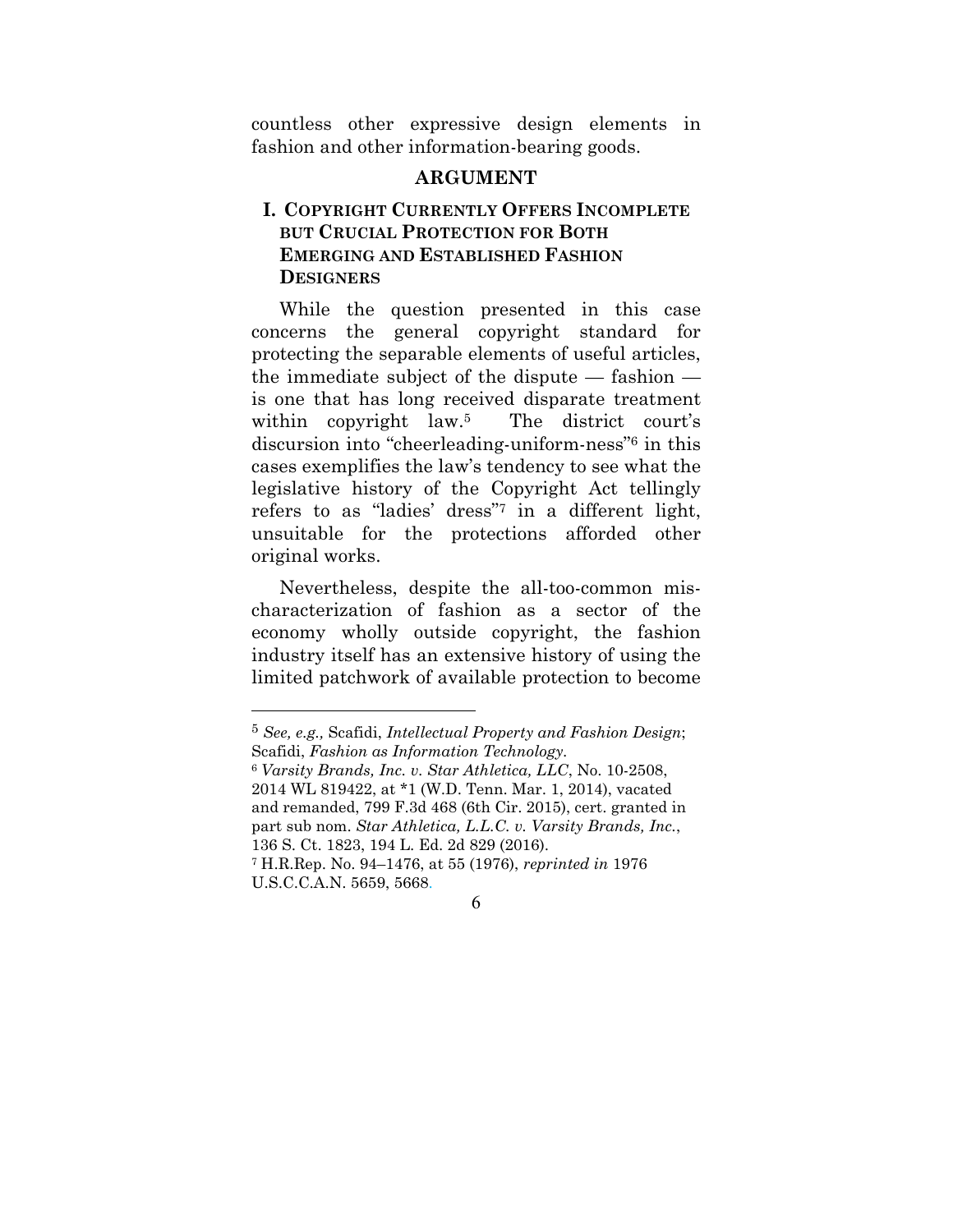countless other expressive design elements in fashion and other information-bearing goods.

## ARGUMENT

### I. COPYRIGHT CURRENTLY OFFERS INCOMPLETE BUT CRUCIAL PROTECTION FOR BOTH EMERGING AND ESTABLISHED FASHION DESIGNERS

While the question presented in this case concerns the general copyright standard for protecting the separable elements of useful articles, the immediate subject of the dispute — fashion — is one that has long received disparate treatment within copyright law.[5] The district court's discursion into "cheerleading-uniform-ness"[6] in this cases exemplifies the law's tendency to see what the legislative history of the Copyright Act tellingly refers to as "ladies' dress"[7] in a different light, unsuitable for the protections afforded other original works.

Nevertheless, despite the all-too-common mis-characterization of fashion as a sector of the economy wholly outside copyright, the fashion industry itself has an extensive history of using the limited patchwork of available protection to become

---

[5] *See, e.g.,* Scafidi, *Intellectual Property and Fashion Design*; Scafidi, *Fashion as Information Technology.*

[6] *Varsity Brands, Inc. v. Star Athletica, LLC*, No. 10-2508, 2014 WL 819422, at *1 (W.D. Tenn. Mar. 1, 2014), vacated and remanded, 799 F.3d 468 (6th Cir. 2015), cert. granted in part sub nom. *Star Athletica, L.L.C. v. Varsity Brands, Inc.*, 136 S. Ct. 1823, 194 L. Ed. 2d 829 (2016).

[7] H.R.Rep. No. 94–1476, at 55 (1976), *reprinted in* 1976 U.S.C.C.A.N. 5659, 5668.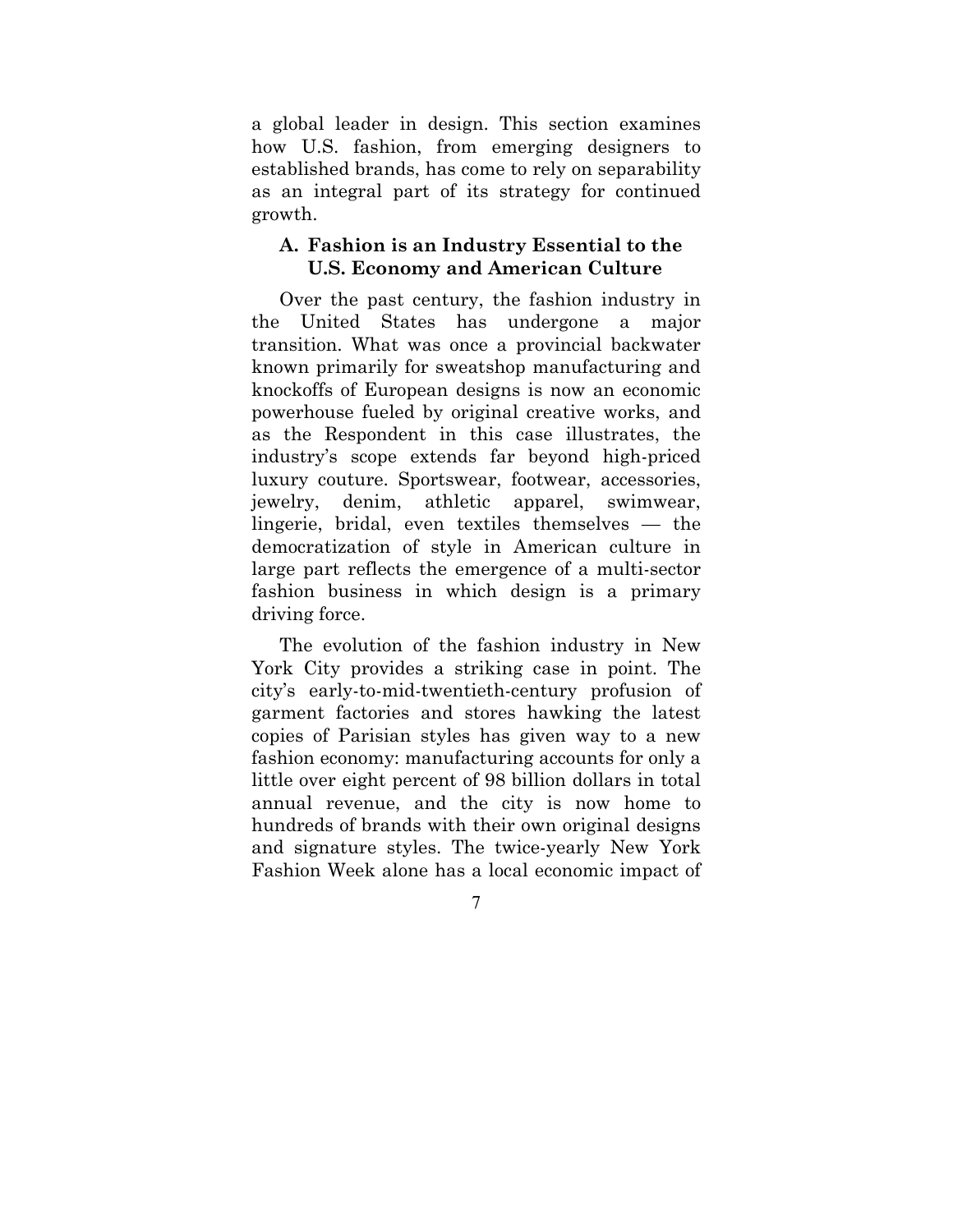a global leader in design. This section examines how U.S. fashion, from emerging designers to established brands, has come to rely on separability as an integral part of its strategy for continued growth.

### A. Fashion is an Industry Essential to the U.S. Economy and American Culture

Over the past century, the fashion industry in the United States has undergone a major transition. What was once a provincial backwater known primarily for sweatshop manufacturing and knockoffs of European designs is now an economic powerhouse fueled by original creative works, and as the Respondent in this case illustrates, the industry's scope extends far beyond high-priced luxury couture. Sportswear, footwear, accessories, jewelry, denim, athletic apparel, swimwear, lingerie, bridal, even textiles themselves — the democratization of style in American culture in large part reflects the emergence of a multi-sector fashion business in which design is a primary driving force.

The evolution of the fashion industry in New York City provides a striking case in point. The city's early-to-mid-twentieth-century profusion of garment factories and stores hawking the latest copies of Parisian styles has given way to a new fashion economy: manufacturing accounts for only a little over eight percent of 98 billion dollars in total annual revenue, and the city is now home to hundreds of brands with their own original designs and signature styles. The twice-yearly New York Fashion Week alone has a local economic impact of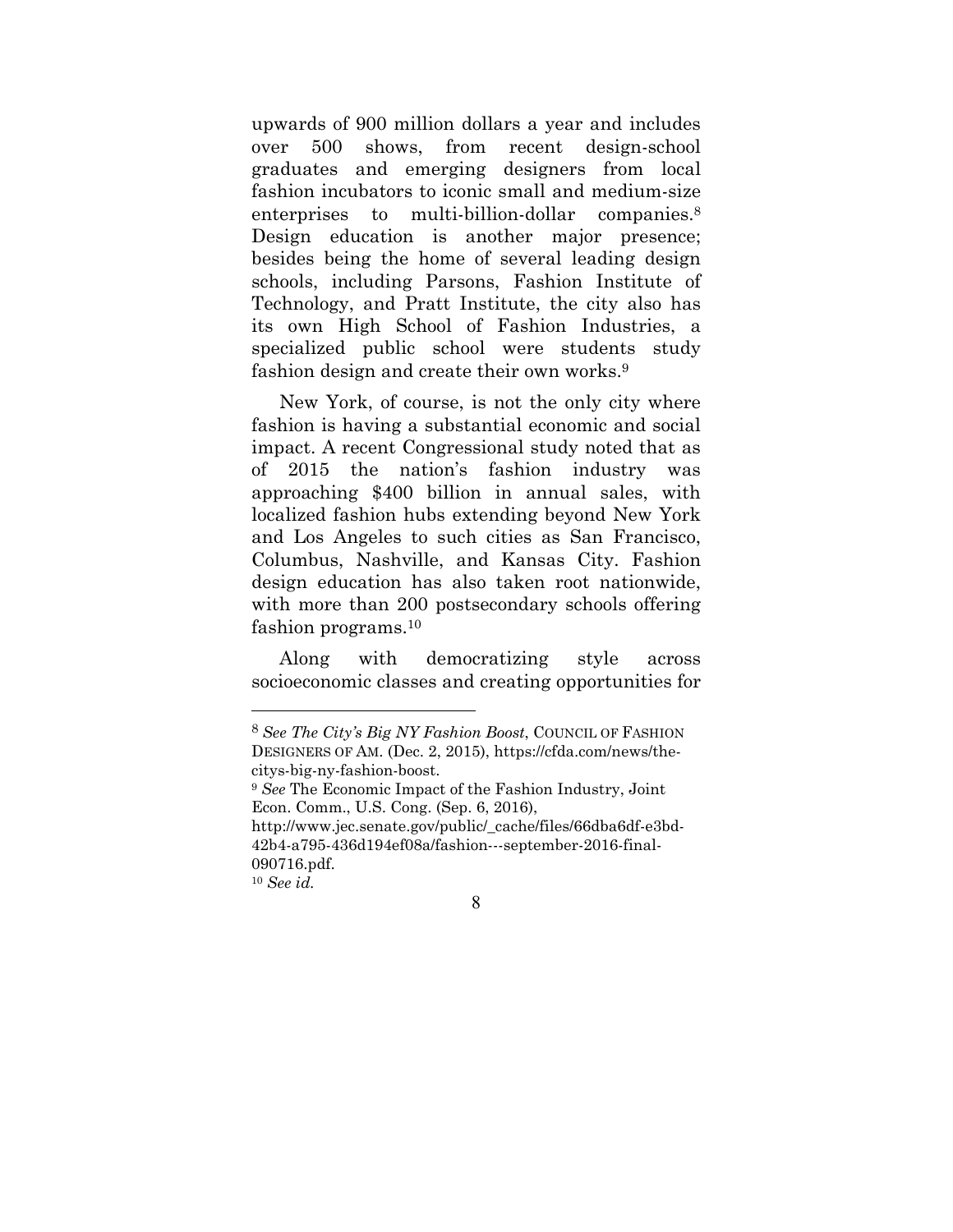upwards of 900 million dollars a year and includes over 500 shows, from recent design-school graduates and emerging designers from local fashion incubators to iconic small and medium-size enterprises to multi-billion-dollar companies.[8] Design education is another major presence; besides being the home of several leading design schools, including Parsons, Fashion Institute of Technology, and Pratt Institute, the city also has its own High School of Fashion Industries, a specialized public school were students study fashion design and create their own works.[9]

New York, of course, is not the only city where fashion is having a substantial economic and social impact. A recent Congressional study noted that as of 2015 the nation's fashion industry was approaching $400 billion in annual sales, with localized fashion hubs extending beyond New York and Los Angeles to such cities as San Francisco, Columbus, Nashville, and Kansas City. Fashion design education has also taken root nationwide, with more than 200 postsecondary schools offering fashion programs.[10]

Along with democratizing style across socioeconomic classes and creating opportunities for

---

[8] *See The City's Big NY Fashion Boost*, COUNCIL OF FASHION DESIGNERS OF AM. (Dec. 2, 2015), https://cfda.com/news/the-citys-big-ny-fashion-boost.

[9] *See* The Economic Impact of the Fashion Industry, Joint Econ. Comm., U.S. Cong. (Sep. 6, 2016), http://www.jec.senate.gov/public/_cache/files/66dba6df-e3bd-42b4-a795-436d194ef08a/fashion---september-2016-final-090716.pdf.

[10] *See id.*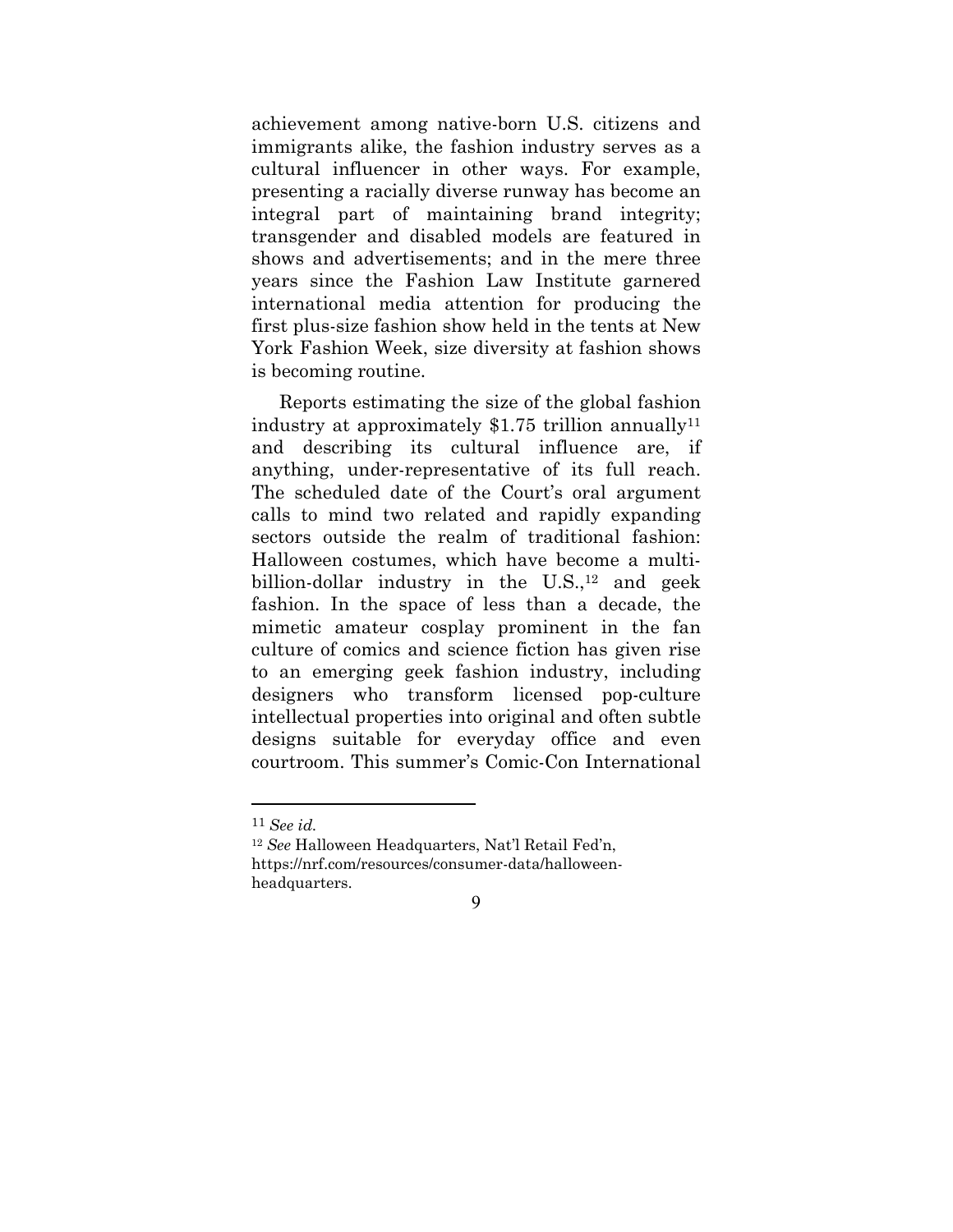achievement among native-born U.S. citizens and immigrants alike, the fashion industry serves as a cultural influencer in other ways. For example, presenting a racially diverse runway has become an integral part of maintaining brand integrity; transgender and disabled models are featured in shows and advertisements; and in the mere three years since the Fashion Law Institute garnered international media attention for producing the first plus-size fashion show held in the tents at New York Fashion Week, size diversity at fashion shows is becoming routine.

Reports estimating the size of the global fashion industry at approximately $1.75 trillion annually[11] and describing its cultural influence are, if anything, under-representative of its full reach. The scheduled date of the Court's oral argument calls to mind two related and rapidly expanding sectors outside the realm of traditional fashion: Halloween costumes, which have become a multi-billion-dollar industry in the U.S.,[12] and geek fashion. In the space of less than a decade, the mimetic amateur cosplay prominent in the fan culture of comics and science fiction has given rise to an emerging geek fashion industry, including designers who transform licensed pop-culture intellectual properties into original and often subtle designs suitable for everyday office and even courtroom. This summer's Comic-Con International

---

[11] *See id.*

[12] *See* Halloween Headquarters, Nat'l Retail Fed'n, https://nrf.com/resources/consumer-data/halloween-headquarters.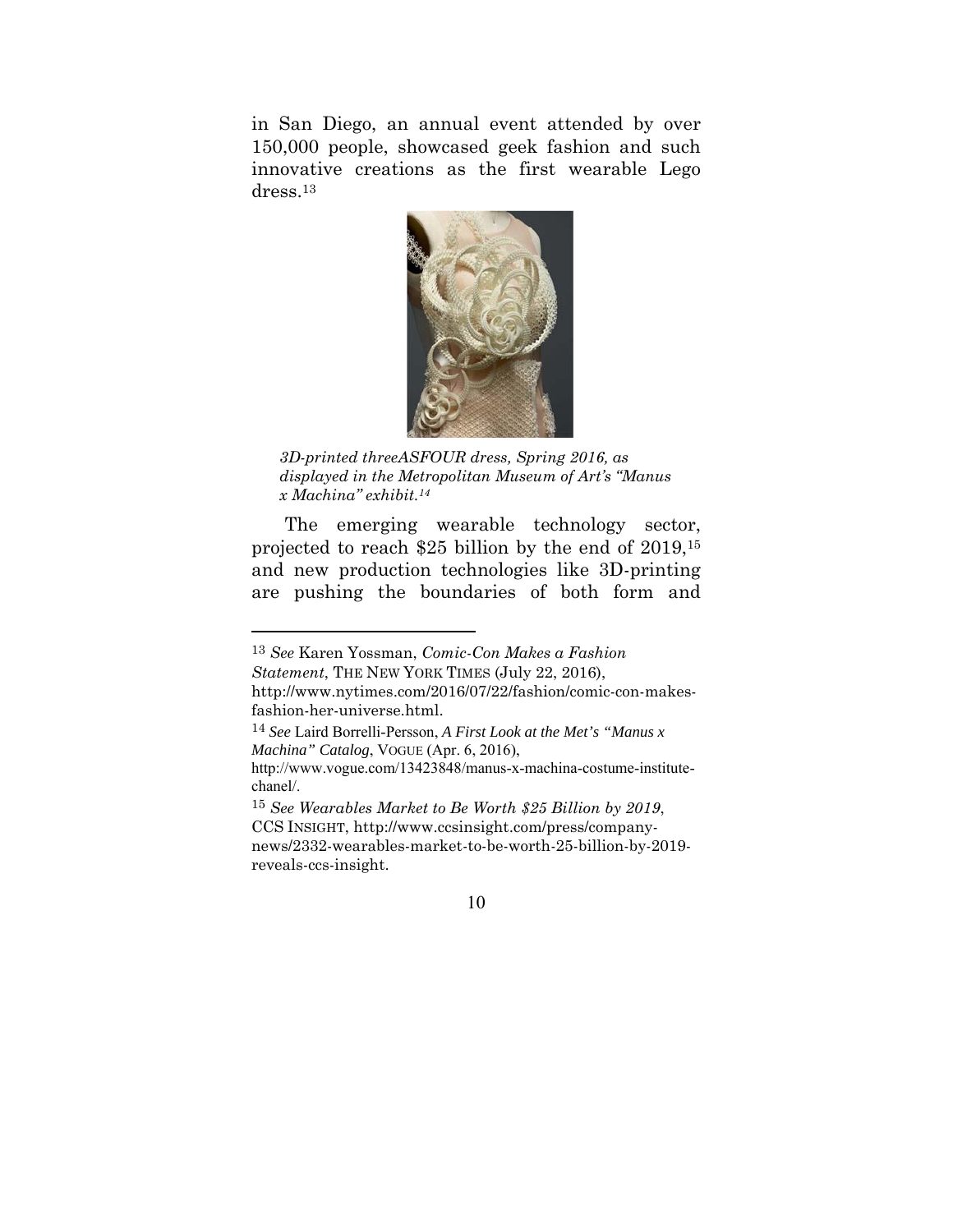in San Diego, an annual event attended by over 150,000 people, showcased geek fashion and such innovative creations as the first wearable Lego dress.[13]

*3D-printed threeASFOUR dress, Spring 2016, as displayed in the Metropolitan Museum of Art's "Manus x Machina" exhibit.[14]*

The emerging wearable technology sector, projected to reach $25 billion by the end of 2019,[15] and new production technologies like 3D-printing are pushing the boundaries of both form and

---

[13] *See* Karen Yossman, *Comic-Con Makes a Fashion Statement*, THE NEW YORK TIMES (July 22, 2016), http://www.nytimes.com/2016/07/22/fashion/comic-con-makes-fashion-her-universe.html.

[14] *See* Laird Borrelli-Persson, *A First Look at the Met's "Manus x Machina" Catalog*, VOGUE (Apr. 6, 2016), http://www.vogue.com/13423848/manus-x-machina-costume-institute-chanel/.

[15] *See Wearables Market to Be Worth $25 Billion by 2019*, CCS INSIGHT, http://www.ccsinsight.com/press/company-news/2332-wearables-market-to-be-worth-25-billion-by-2019-reveals-ccs-insight.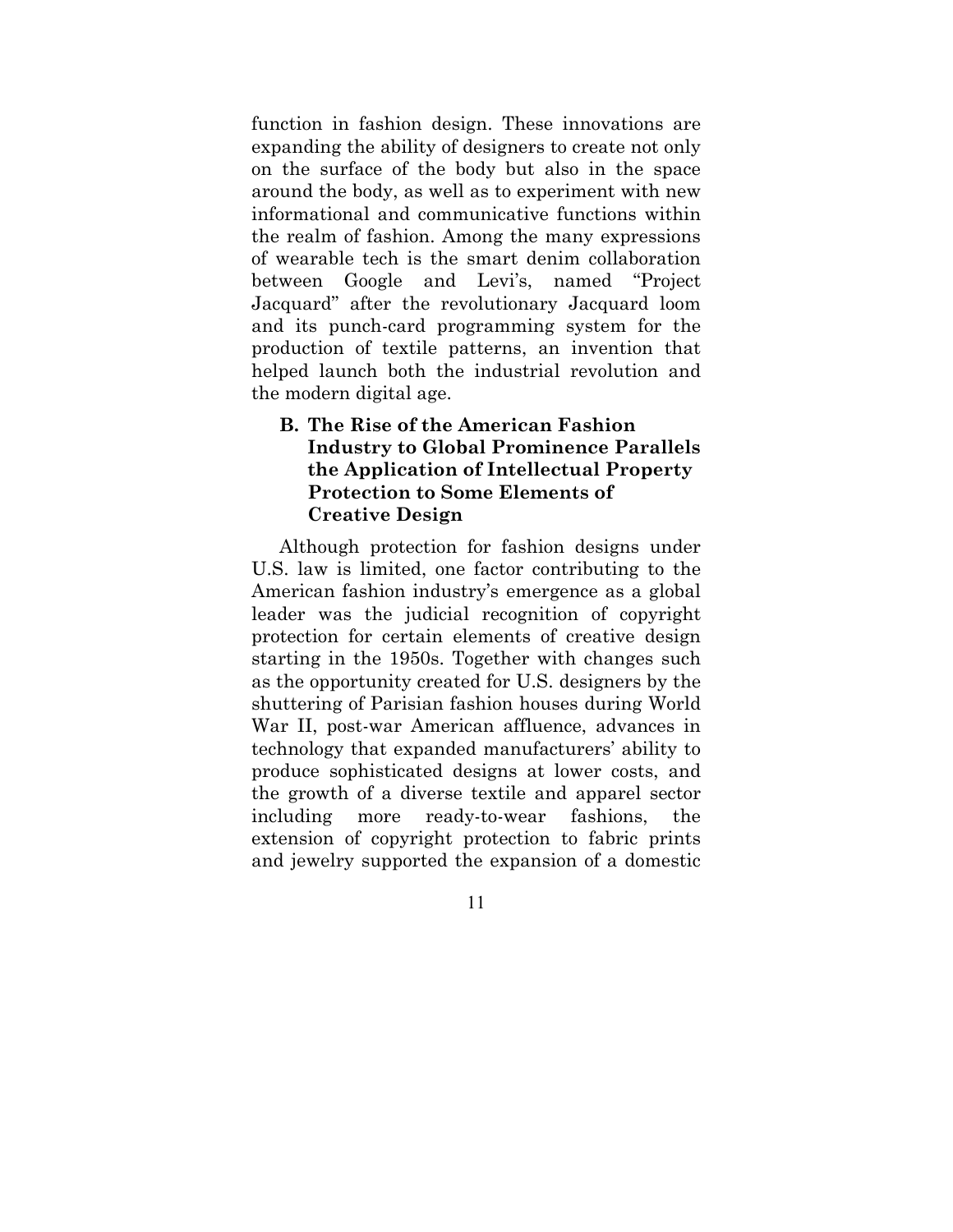function in fashion design. These innovations are expanding the ability of designers to create not only on the surface of the body but also in the space around the body, as well as to experiment with new informational and communicative functions within the realm of fashion. Among the many expressions of wearable tech is the smart denim collaboration between Google and Levi's, named "Project Jacquard" after the revolutionary Jacquard loom and its punch-card programming system for the production of textile patterns, an invention that helped launch both the industrial revolution and the modern digital age.

### B. The Rise of the American Fashion Industry to Global Prominence Parallels the Application of Intellectual Property Protection to Some Elements of Creative Design

Although protection for fashion designs under U.S. law is limited, one factor contributing to the American fashion industry's emergence as a global leader was the judicial recognition of copyright protection for certain elements of creative design starting in the 1950s. Together with changes such as the opportunity created for U.S. designers by the shuttering of Parisian fashion houses during World War II, post-war American affluence, advances in technology that expanded manufacturers' ability to produce sophisticated designs at lower costs, and the growth of a diverse textile and apparel sector including more ready-to-wear fashions, the extension of copyright protection to fabric prints and jewelry supported the expansion of a domestic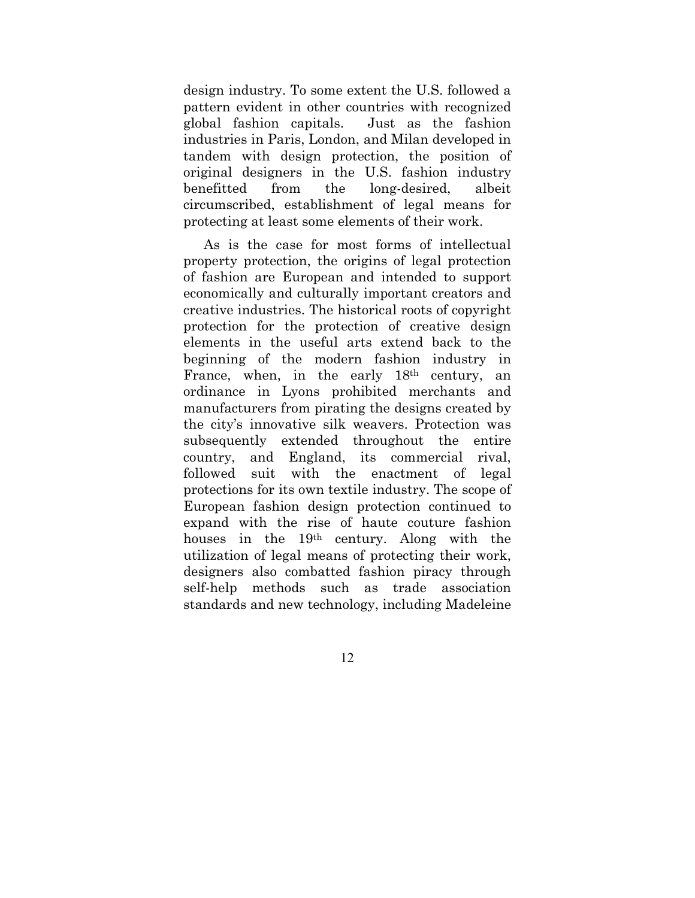design industry. To some extent the U.S. followed a pattern evident in other countries with recognized global fashion capitals. Just as the fashion industries in Paris, London, and Milan developed in tandem with design protection, the position of original designers in the U.S. fashion industry benefitted from the long-desired, albeit circumscribed, establishment of legal means for protecting at least some elements of their work.

As is the case for most forms of intellectual property protection, the origins of legal protection of fashion are European and intended to support economically and culturally important creators and creative industries. The historical roots of copyright protection for the protection of creative design elements in the useful arts extend back to the beginning of the modern fashion industry in France, when, in the early 18th century, an ordinance in Lyons prohibited merchants and manufacturers from pirating the designs created by the city's innovative silk weavers. Protection was subsequently extended throughout the entire country, and England, its commercial rival, followed suit with the enactment of legal protections for its own textile industry. The scope of European fashion design protection continued to expand with the rise of haute couture fashion houses in the 19th century. Along with the utilization of legal means of protecting their work, designers also combatted fashion piracy through self-help methods such as trade association standards and new technology, including Madeleine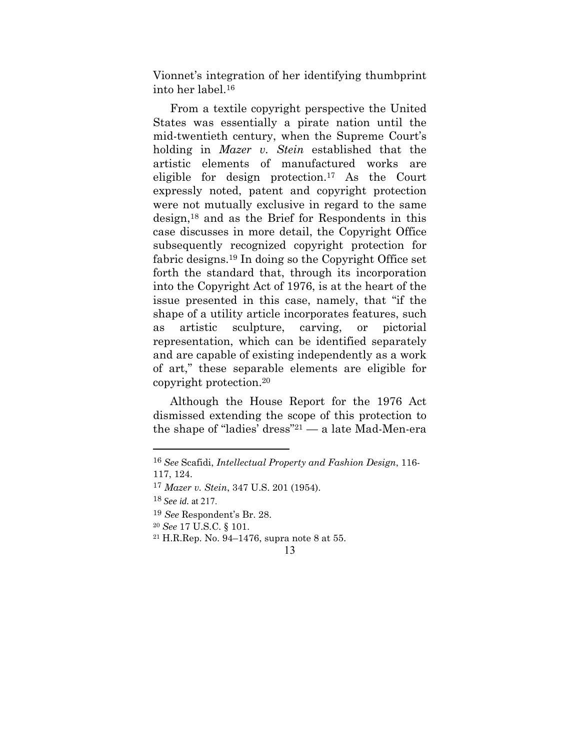Vionnet's integration of her identifying thumbprint into her label.[16]

From a textile copyright perspective the United States was essentially a pirate nation until the mid-twentieth century, when the Supreme Court's holding in *Mazer v. Stein* established that the artistic elements of manufactured works are eligible for design protection.[17] As the Court expressly noted, patent and copyright protection were not mutually exclusive in regard to the same design,[18] and as the Brief for Respondents in this case discusses in more detail, the Copyright Office subsequently recognized copyright protection for fabric designs.[19] In doing so the Copyright Office set forth the standard that, through its incorporation into the Copyright Act of 1976, is at the heart of the issue presented in this case, namely, that "if the shape of a utility article incorporates features, such as artistic sculpture, carving, or pictorial representation, which can be identified separately and are capable of existing independently as a work of art," these separable elements are eligible for copyright protection.[20]

Although the House Report for the 1976 Act dismissed extending the scope of this protection to the shape of "ladies' dress"[21] — a late Mad-Men-era

---

[16] *See* Scafidi, *Intellectual Property and Fashion Design*, 116-117, 124.

[17] *Mazer v. Stein*, 347 U.S. 201 (1954).

[18] *See id.* at 217.

[19] *See* Respondent's Br. 28.

[20] *See* 17 U.S.C. § 101.

[21] H.R.Rep. No. 94–1476, supra note 8 at 55.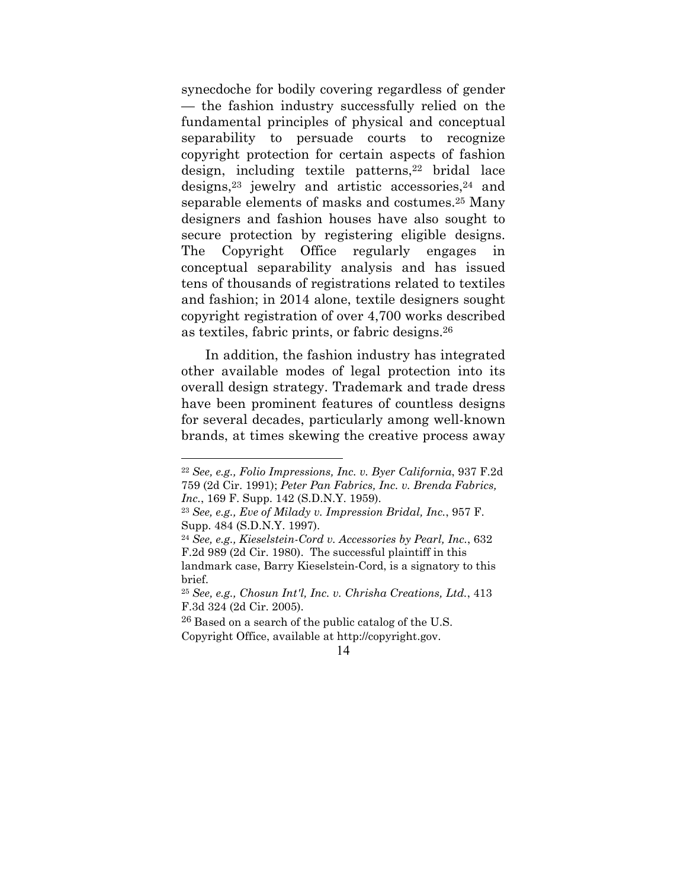synecdoche for bodily covering regardless of gender — the fashion industry successfully relied on the fundamental principles of physical and conceptual separability to persuade courts to recognize copyright protection for certain aspects of fashion design, including textile patterns,[22] bridal lace designs,[23] jewelry and artistic accessories,[24] and separable elements of masks and costumes.[25] Many designers and fashion houses have also sought to secure protection by registering eligible designs. The Copyright Office regularly engages in conceptual separability analysis and has issued tens of thousands of registrations related to textiles and fashion; in 2014 alone, textile designers sought copyright registration of over 4,700 works described as textiles, fabric prints, or fabric designs.[26]

In addition, the fashion industry has integrated other available modes of legal protection into its overall design strategy. Trademark and trade dress have been prominent features of countless designs for several decades, particularly among well-known brands, at times skewing the creative process away

---

[22] *See, e.g., Folio Impressions, Inc. v. Byer California*, 937 F.2d 759 (2d Cir. 1991); *Peter Pan Fabrics, Inc. v. Brenda Fabrics, Inc.*, 169 F. Supp. 142 (S.D.N.Y. 1959).

[23] *See, e.g., Eve of Milady v. Impression Bridal, Inc.*, 957 F. Supp. 484 (S.D.N.Y. 1997).

[24] *See, e.g., Kieselstein-Cord v. Accessories by Pearl, Inc.*, 632 F.2d 989 (2d Cir. 1980). The successful plaintiff in this landmark case, Barry Kieselstein-Cord, is a signatory to this brief.

[25] *See, e.g., Chosun Int'l, Inc. v. Chrisha Creations, Ltd.*, 413 F.3d 324 (2d Cir. 2005).

[26] Based on a search of the public catalog of the U.S. Copyright Office, available at http://copyright.gov.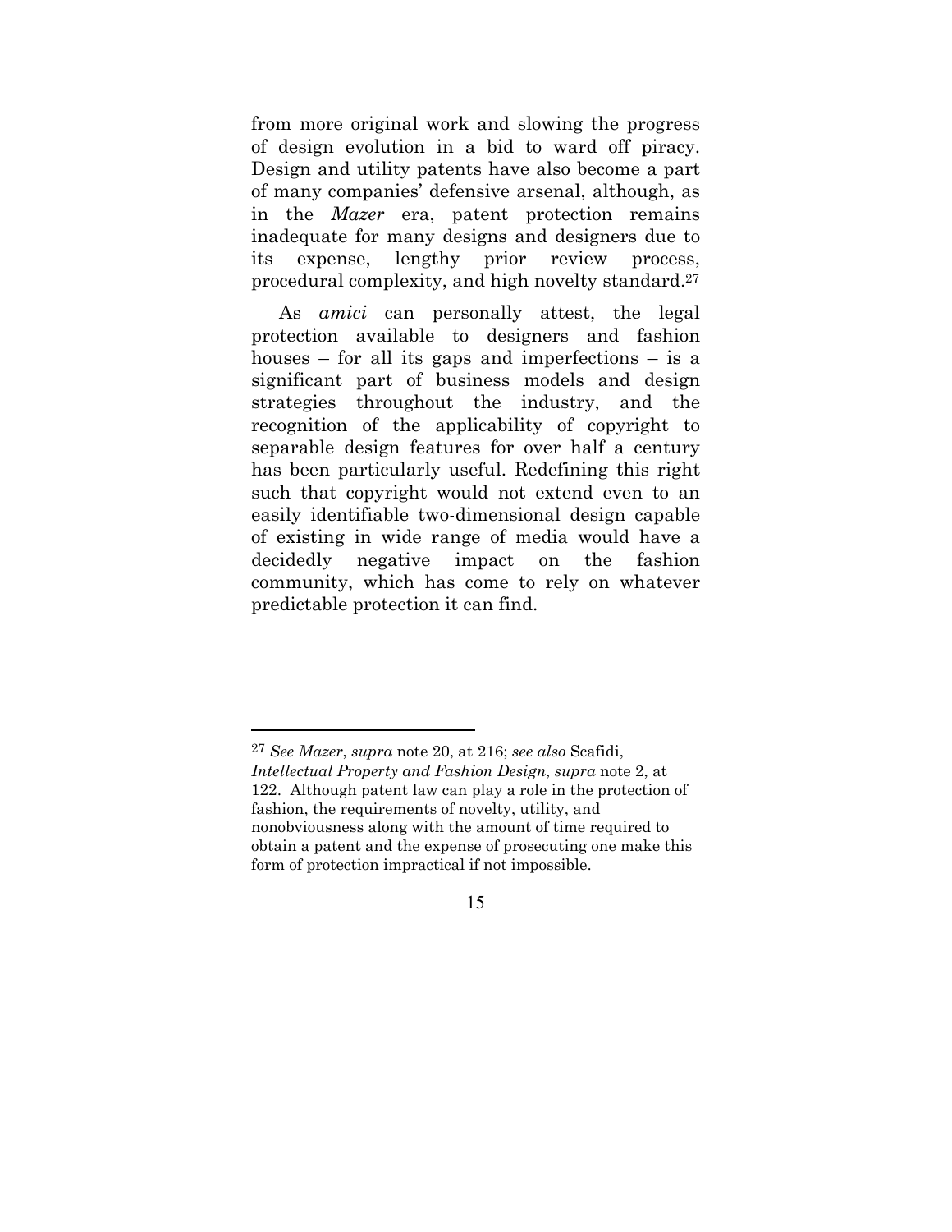from more original work and slowing the progress of design evolution in a bid to ward off piracy. Design and utility patents have also become a part of many companies' defensive arsenal, although, as in the *Mazer* era, patent protection remains inadequate for many designs and designers due to its expense, lengthy prior review process, procedural complexity, and high novelty standard.[27]

As *amici* can personally attest, the legal protection available to designers and fashion houses – for all its gaps and imperfections – is a significant part of business models and design strategies throughout the industry, and the recognition of the applicability of copyright to separable design features for over half a century has been particularly useful. Redefining this right such that copyright would not extend even to an easily identifiable two-dimensional design capable of existing in wide range of media would have a decidedly negative impact on the fashion community, which has come to rely on whatever predictable protection it can find.

---

[27] *See Mazer*, *supra* note 20, at 216; *see also* Scafidi, *Intellectual Property and Fashion Design*, *supra* note 2, at 122. Although patent law can play a role in the protection of fashion, the requirements of novelty, utility, and nonobviousness along with the amount of time required to obtain a patent and the expense of prosecuting one make this form of protection impractical if not impossible.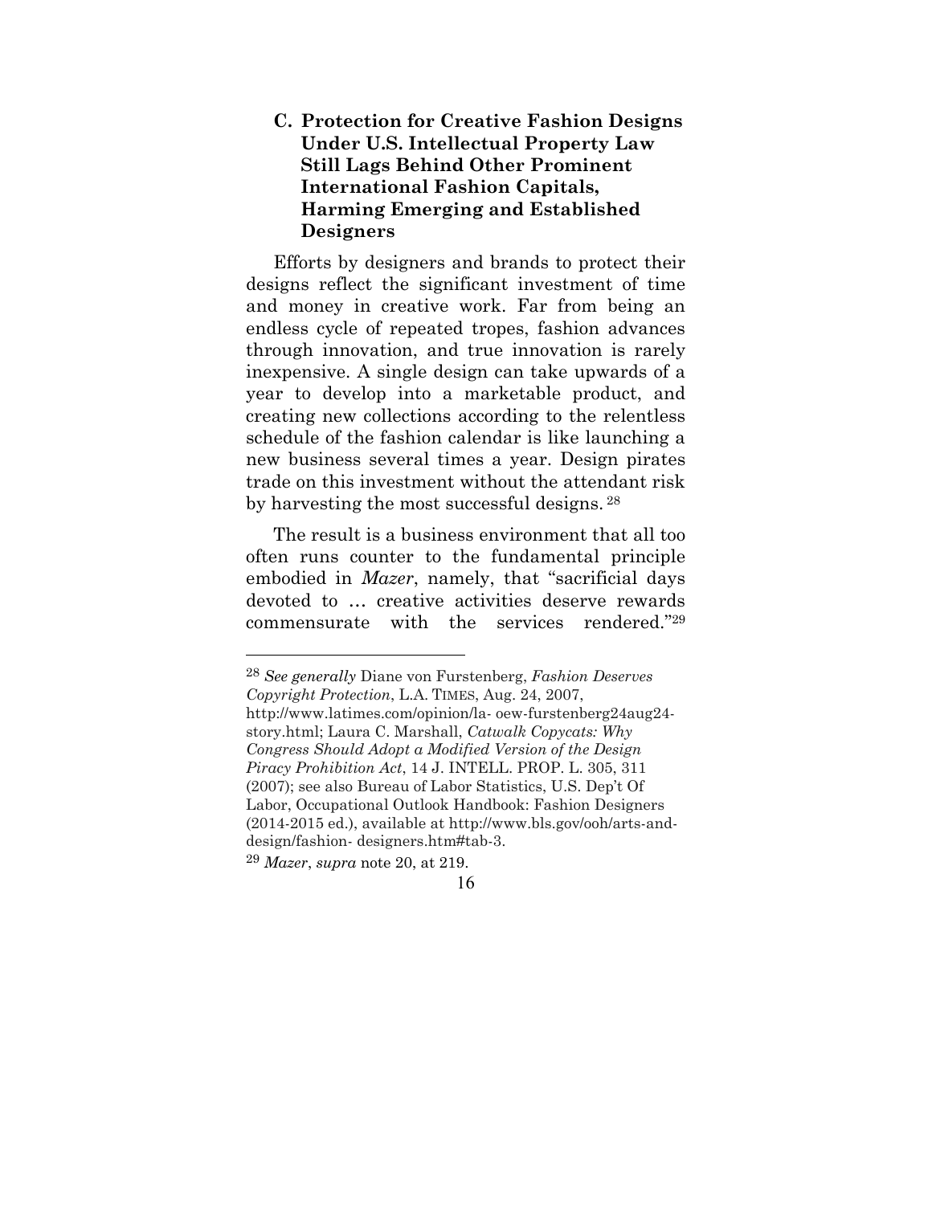### C. Protection for Creative Fashion Designs Under U.S. Intellectual Property Law Still Lags Behind Other Prominent International Fashion Capitals, Harming Emerging and Established Designers

Efforts by designers and brands to protect their designs reflect the significant investment of time and money in creative work. Far from being an endless cycle of repeated tropes, fashion advances through innovation, and true innovation is rarely inexpensive. A single design can take upwards of a year to develop into a marketable product, and creating new collections according to the relentless schedule of the fashion calendar is like launching a new business several times a year. Design pirates trade on this investment without the attendant risk by harvesting the most successful designs.[28]

The result is a business environment that all too often runs counter to the fundamental principle embodied in *Mazer*, namely, that "sacrificial days devoted to … creative activities deserve rewards commensurate with the services rendered."[29]

---

[28] *See generally* Diane von Furstenberg, *Fashion Deserves Copyright Protection*, L.A. TIMES, Aug. 24, 2007, http://www.latimes.com/opinion/la- oew-furstenberg24aug24-story.html; Laura C. Marshall, *Catwalk Copycats: Why Congress Should Adopt a Modified Version of the Design Piracy Prohibition Act*, 14 J. INTELL. PROP. L. 305, 311 (2007); see also Bureau of Labor Statistics, U.S. Dep't Of Labor, Occupational Outlook Handbook: Fashion Designers (2014-2015 ed.), available at http://www.bls.gov/ooh/arts-and-design/fashion- designers.htm#tab-3.

[29] *Mazer*, *supra* note 20, at 219.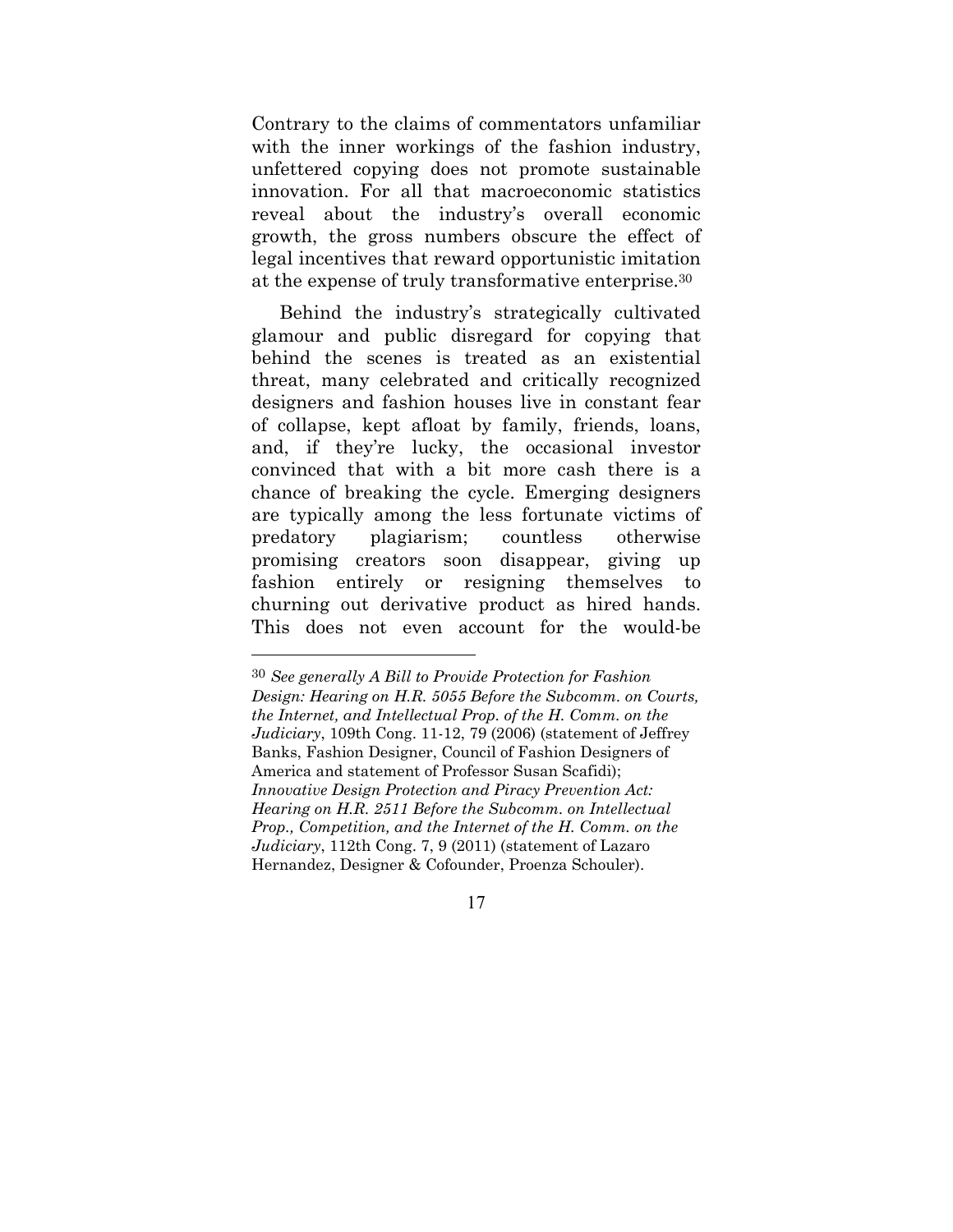Contrary to the claims of commentators unfamiliar with the inner workings of the fashion industry, unfettered copying does not promote sustainable innovation. For all that macroeconomic statistics reveal about the industry's overall economic growth, the gross numbers obscure the effect of legal incentives that reward opportunistic imitation at the expense of truly transformative enterprise.[30]

Behind the industry's strategically cultivated glamour and public disregard for copying that behind the scenes is treated as an existential threat, many celebrated and critically recognized designers and fashion houses live in constant fear of collapse, kept afloat by family, friends, loans, and, if they're lucky, the occasional investor convinced that with a bit more cash there is a chance of breaking the cycle. Emerging designers are typically among the less fortunate victims of predatory plagiarism; countless otherwise promising creators soon disappear, giving up fashion entirely or resigning themselves to churning out derivative product as hired hands. This does not even account for the would-be

---

[30] *See generally A Bill to Provide Protection for Fashion Design: Hearing on H.R. 5055 Before the Subcomm. on Courts, the Internet, and Intellectual Prop. of the H. Comm. on the Judiciary*, 109th Cong. 11-12, 79 (2006) (statement of Jeffrey Banks, Fashion Designer, Council of Fashion Designers of America and statement of Professor Susan Scafidi); *Innovative Design Protection and Piracy Prevention Act: Hearing on H.R. 2511 Before the Subcomm. on Intellectual Prop., Competition, and the Internet of the H. Comm. on the Judiciary*, 112th Cong. 7, 9 (2011) (statement of Lazaro Hernandez, Designer & Cofounder, Proenza Schouler).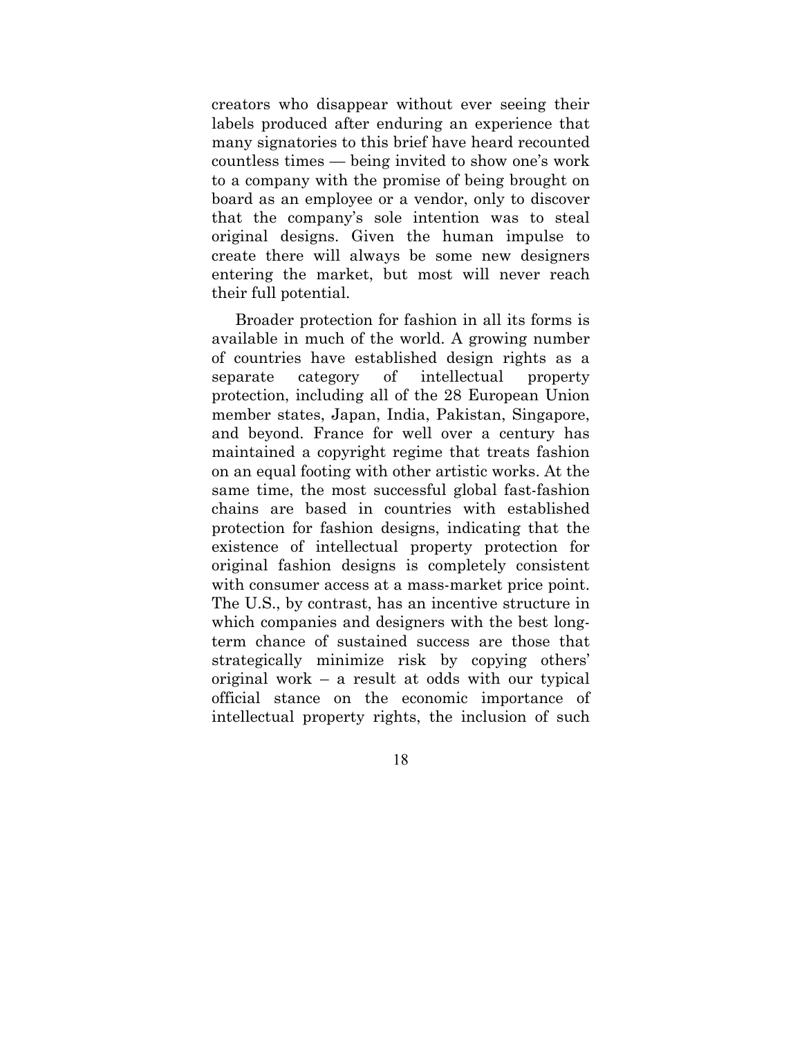creators who disappear without ever seeing their labels produced after enduring an experience that many signatories to this brief have heard recounted countless times — being invited to show one's work to a company with the promise of being brought on board as an employee or a vendor, only to discover that the company's sole intention was to steal original designs. Given the human impulse to create there will always be some new designers entering the market, but most will never reach their full potential.

Broader protection for fashion in all its forms is available in much of the world. A growing number of countries have established design rights as a separate category of intellectual property protection, including all of the 28 European Union member states, Japan, India, Pakistan, Singapore, and beyond. France for well over a century has maintained a copyright regime that treats fashion on an equal footing with other artistic works. At the same time, the most successful global fast-fashion chains are based in countries with established protection for fashion designs, indicating that the existence of intellectual property protection for original fashion designs is completely consistent with consumer access at a mass-market price point. The U.S., by contrast, has an incentive structure in which companies and designers with the best long-term chance of sustained success are those that strategically minimize risk by copying others' original work – a result at odds with our typical official stance on the economic importance of intellectual property rights, the inclusion of such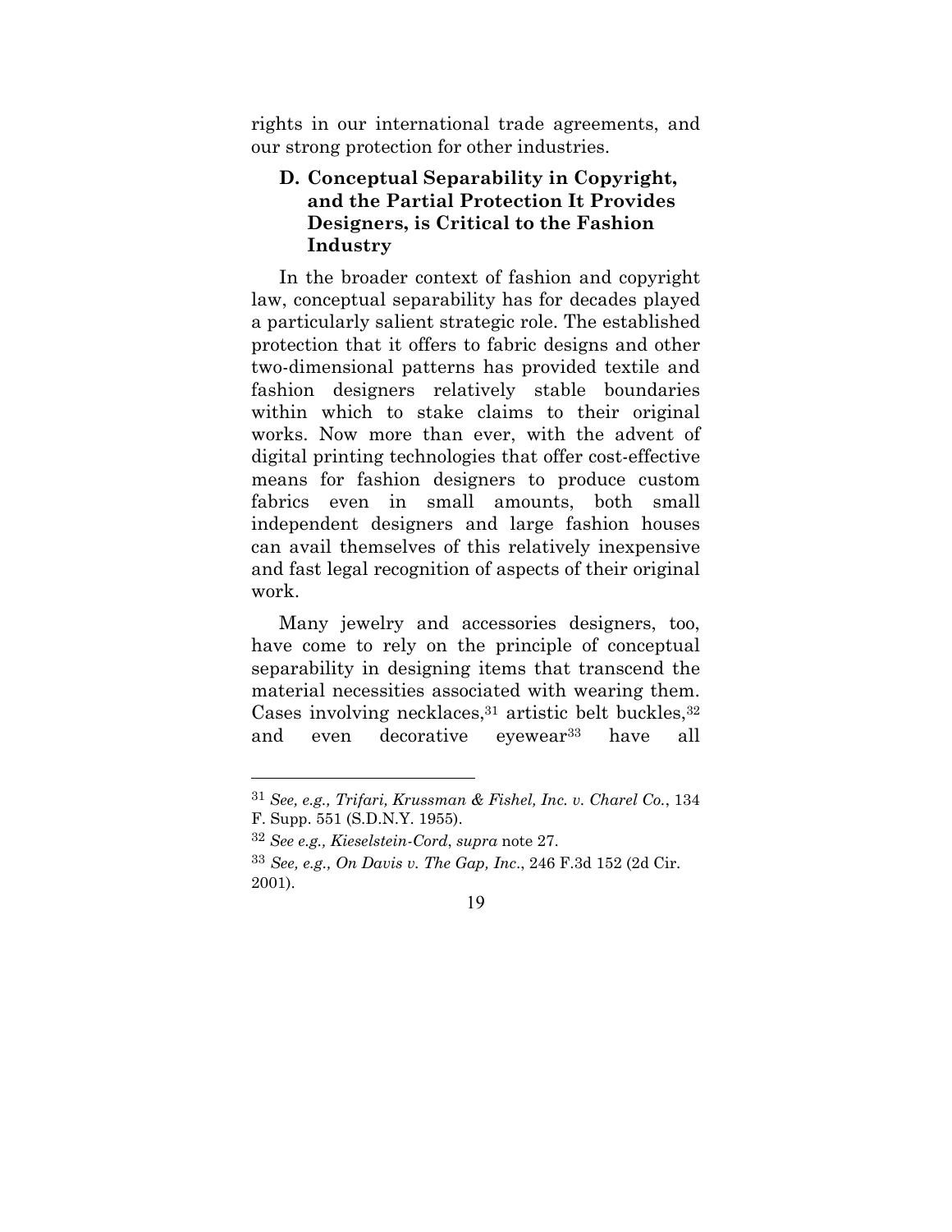rights in our international trade agreements, and our strong protection for other industries.

### D. Conceptual Separability in Copyright, and the Partial Protection It Provides Designers, is Critical to the Fashion Industry

In the broader context of fashion and copyright law, conceptual separability has for decades played a particularly salient strategic role. The established protection that it offers to fabric designs and other two-dimensional patterns has provided textile and fashion designers relatively stable boundaries within which to stake claims to their original works. Now more than ever, with the advent of digital printing technologies that offer cost-effective means for fashion designers to produce custom fabrics even in small amounts, both small independent designers and large fashion houses can avail themselves of this relatively inexpensive and fast legal recognition of aspects of their original work.

Many jewelry and accessories designers, too, have come to rely on the principle of conceptual separability in designing items that transcend the material necessities associated with wearing them. Cases involving necklaces,[31] artistic belt buckles,[32] and even decorative eyewear[33] have all

---

[31] *See, e.g., Trifari, Krussman & Fishel, Inc. v. Charel Co.*, 134 F. Supp. 551 (S.D.N.Y. 1955).

[32] *See e.g., Kieselstein-Cord*, *supra* note 27.

[33] *See, e.g., On Davis v. The Gap, Inc*., 246 F.3d 152 (2d Cir. 2001).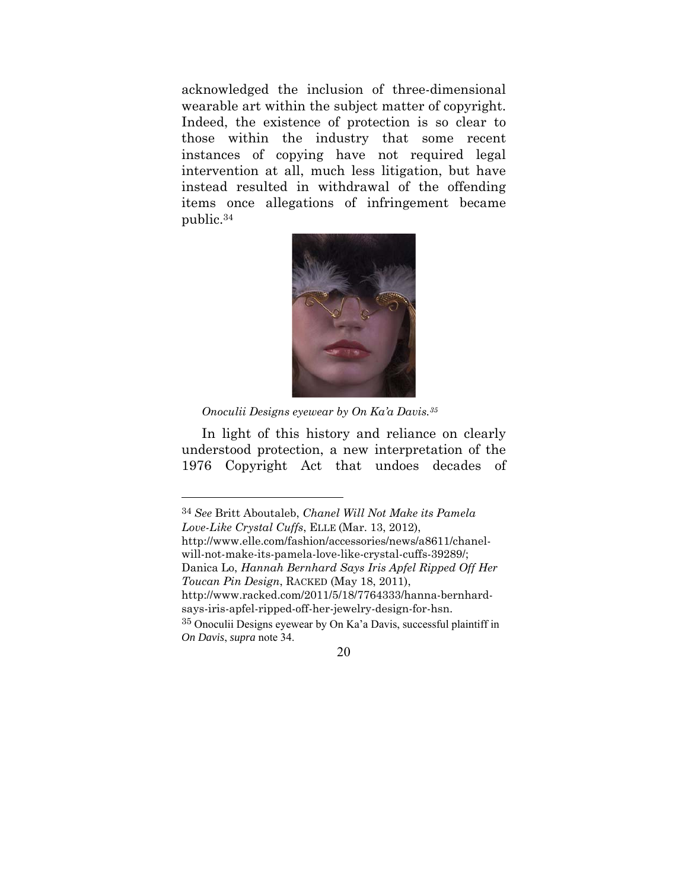acknowledged the inclusion of three-dimensional wearable art within the subject matter of copyright. Indeed, the existence of protection is so clear to those within the industry that some recent instances of copying have not required legal intervention at all, much less litigation, but have instead resulted in withdrawal of the offending items once allegations of infringement became public.[34]

*Onoculii Designs eyewear by On Ka'a Davis.[35]*

In light of this history and reliance on clearly understood protection, a new interpretation of the 1976 Copyright Act that undoes decades of

---

[34] *See* Britt Aboutaleb, *Chanel Will Not Make its Pamela Love-Like Crystal Cuffs*, ELLE (Mar. 13, 2012), http://www.elle.com/fashion/accessories/news/a8611/chanel-will-not-make-its-pamela-love-like-crystal-cuffs-39289/; Danica Lo, *Hannah Bernhard Says Iris Apfel Ripped Off Her Toucan Pin Design*, RACKED (May 18, 2011), http://www.racked.com/2011/5/18/7764333/hanna-bernhard-says-iris-apfel-ripped-off-her-jewelry-design-for-hsn.

[35] Onoculii Designs eyewear by On Ka'a Davis, successful plaintiff in *On Davis*, *supra* note 34.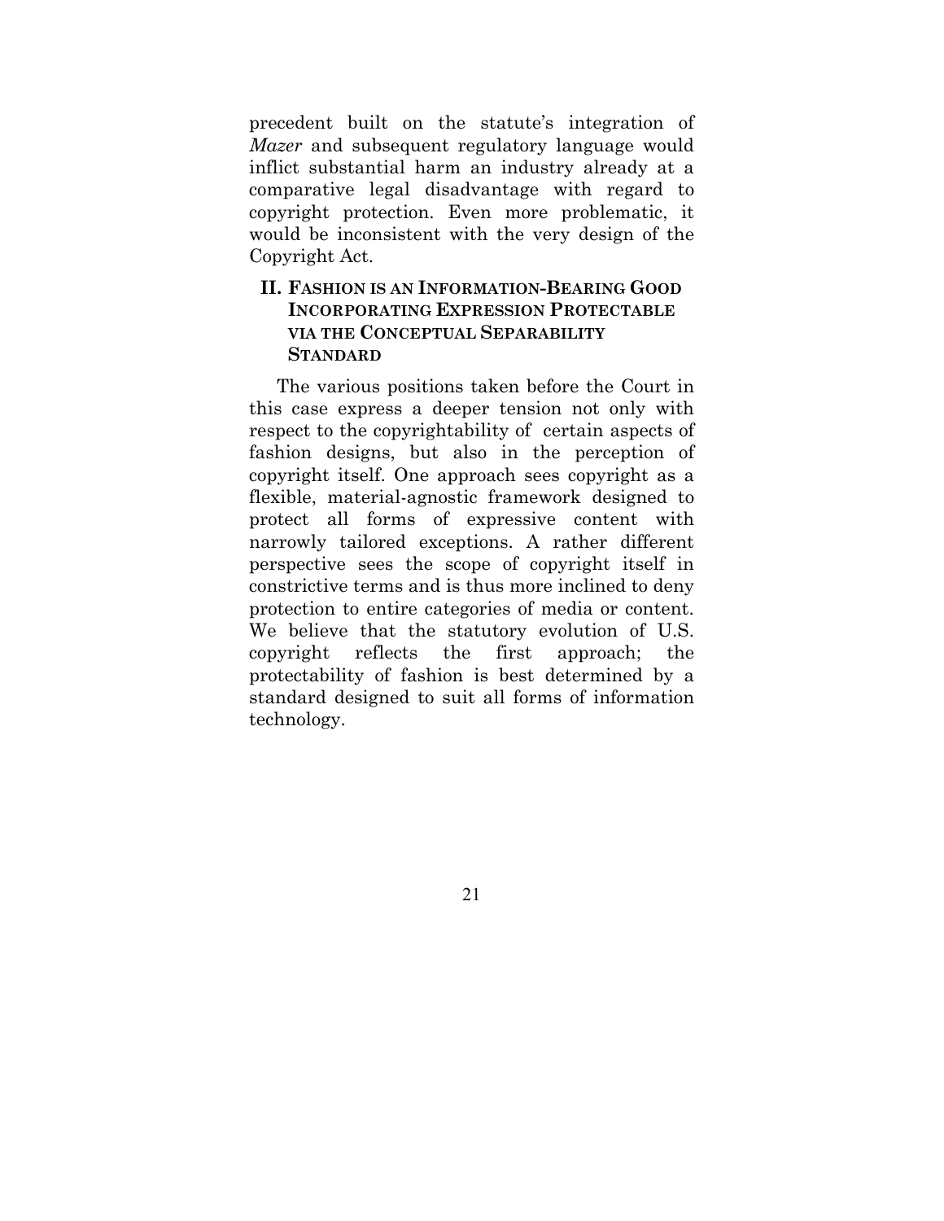precedent built on the statute's integration of *Mazer* and subsequent regulatory language would inflict substantial harm an industry already at a comparative legal disadvantage with regard to copyright protection. Even more problematic, it would be inconsistent with the very design of the Copyright Act.

## II. FASHION IS AN INFORMATION-BEARING GOOD INCORPORATING EXPRESSION PROTECTABLE VIA THE CONCEPTUAL SEPARABILITY STANDARD

The various positions taken before the Court in this case express a deeper tension not only with respect to the copyrightability of certain aspects of fashion designs, but also in the perception of copyright itself. One approach sees copyright as a flexible, material-agnostic framework designed to protect all forms of expressive content with narrowly tailored exceptions. A rather different perspective sees the scope of copyright itself in constrictive terms and is thus more inclined to deny protection to entire categories of media or content. We believe that the statutory evolution of U.S. copyright reflects the first approach; the protectability of fashion is best determined by a standard designed to suit all forms of information technology.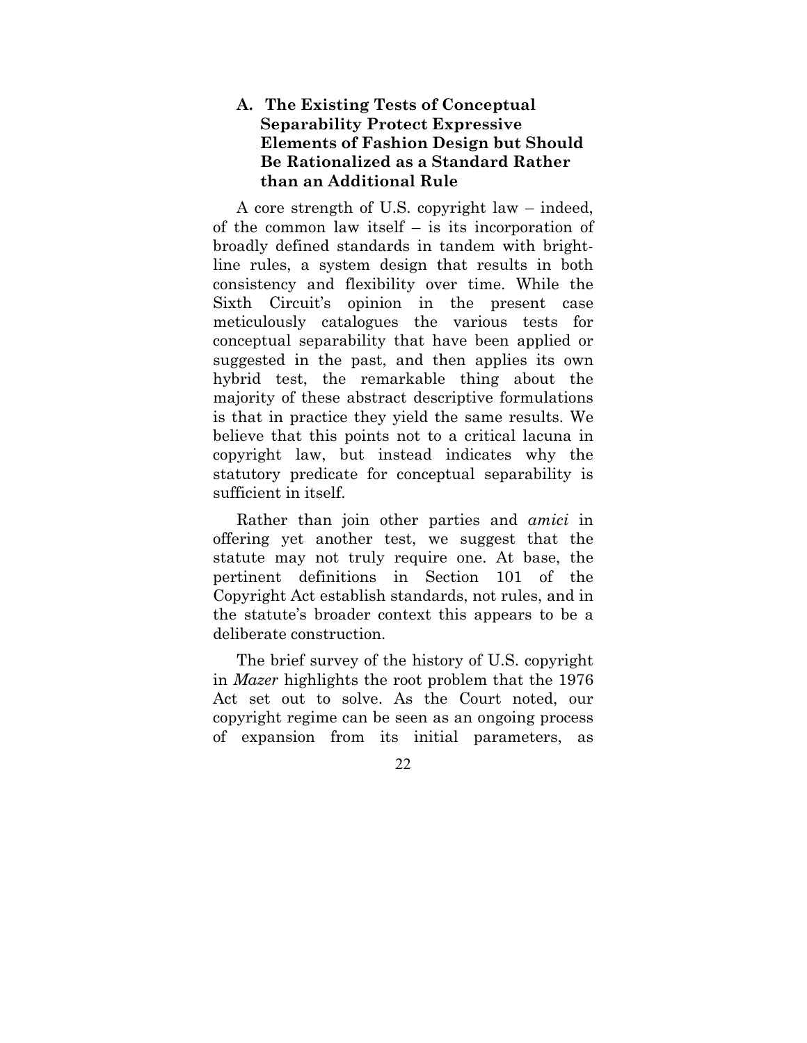### A. The Existing Tests of Conceptual Separability Protect Expressive Elements of Fashion Design but Should Be Rationalized as a Standard Rather than an Additional Rule

A core strength of U.S. copyright law – indeed, of the common law itself – is its incorporation of broadly defined standards in tandem with bright-line rules, a system design that results in both consistency and flexibility over time. While the Sixth Circuit's opinion in the present case meticulously catalogues the various tests for conceptual separability that have been applied or suggested in the past, and then applies its own hybrid test, the remarkable thing about the majority of these abstract descriptive formulations is that in practice they yield the same results. We believe that this points not to a critical lacuna in copyright law, but instead indicates why the statutory predicate for conceptual separability is sufficient in itself.

Rather than join other parties and *amici* in offering yet another test, we suggest that the statute may not truly require one. At base, the pertinent definitions in Section 101 of the Copyright Act establish standards, not rules, and in the statute's broader context this appears to be a deliberate construction.

The brief survey of the history of U.S. copyright in *Mazer* highlights the root problem that the 1976 Act set out to solve. As the Court noted, our copyright regime can be seen as an ongoing process of expansion from its initial parameters, as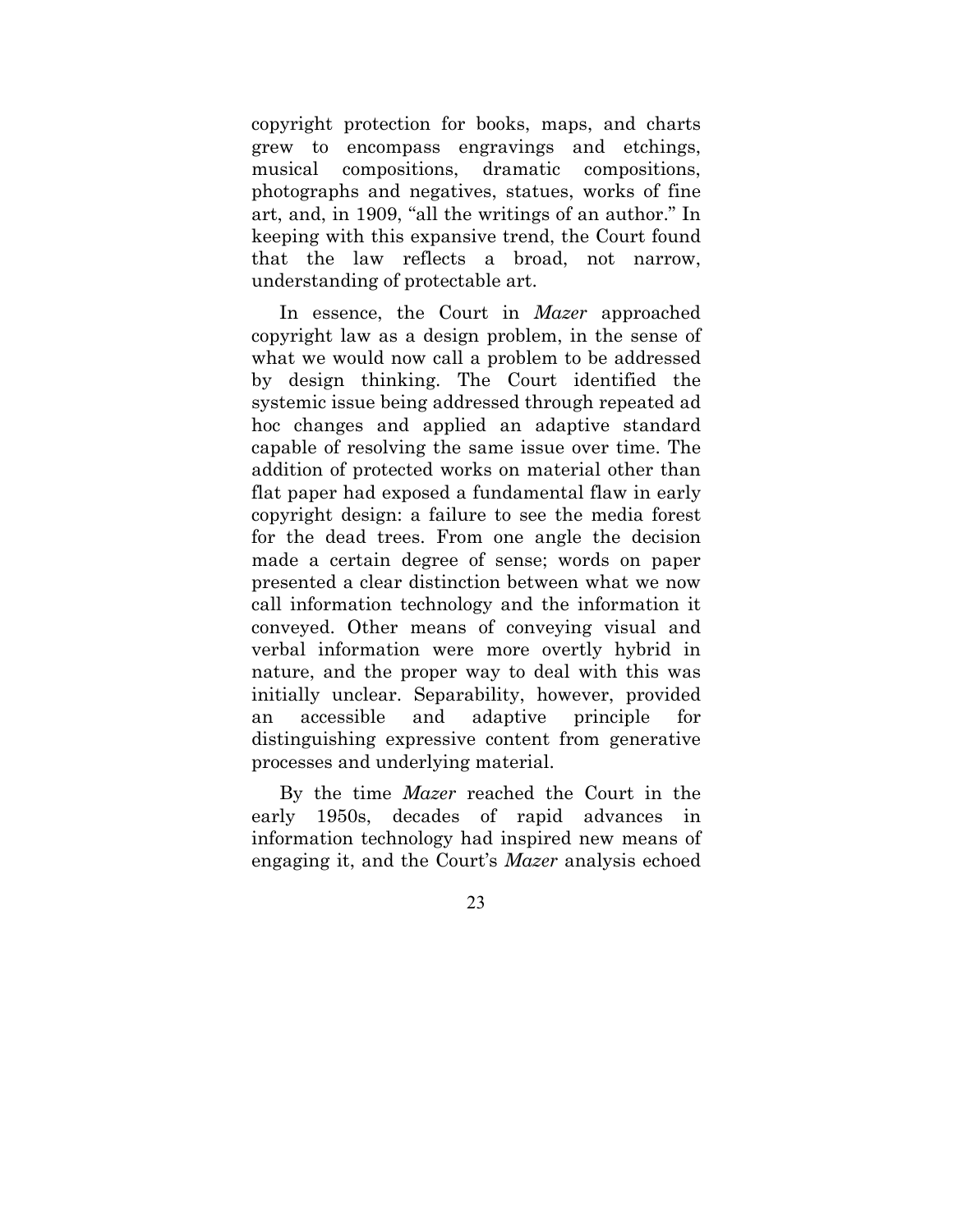copyright protection for books, maps, and charts grew to encompass engravings and etchings, musical compositions, dramatic compositions, photographs and negatives, statues, works of fine art, and, in 1909, "all the writings of an author." In keeping with this expansive trend, the Court found that the law reflects a broad, not narrow, understanding of protectable art.

In essence, the Court in *Mazer* approached copyright law as a design problem, in the sense of what we would now call a problem to be addressed by design thinking. The Court identified the systemic issue being addressed through repeated ad hoc changes and applied an adaptive standard capable of resolving the same issue over time. The addition of protected works on material other than flat paper had exposed a fundamental flaw in early copyright design: a failure to see the media forest for the dead trees. From one angle the decision made a certain degree of sense; words on paper presented a clear distinction between what we now call information technology and the information it conveyed. Other means of conveying visual and verbal information were more overtly hybrid in nature, and the proper way to deal with this was initially unclear. Separability, however, provided an accessible and adaptive principle for distinguishing expressive content from generative processes and underlying material.

By the time *Mazer* reached the Court in the early 1950s, decades of rapid advances in information technology had inspired new means of engaging it, and the Court's *Mazer* analysis echoed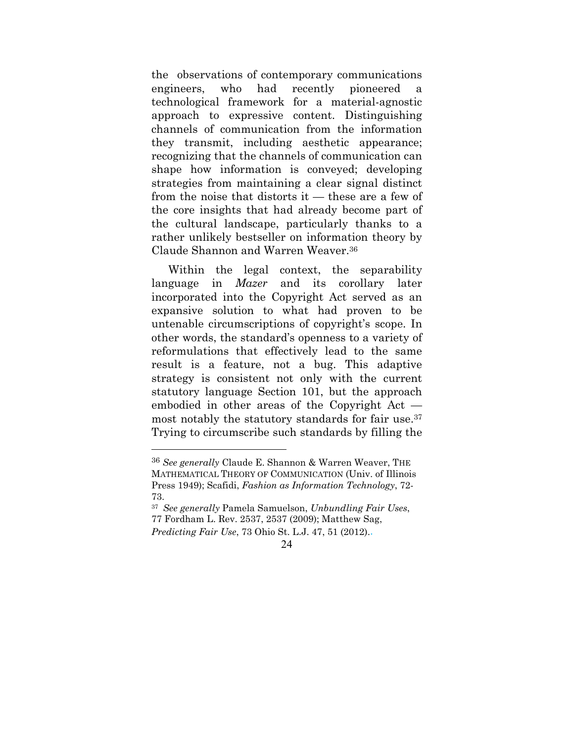the observations of contemporary communications engineers, who had recently pioneered a technological framework for a material-agnostic approach to expressive content. Distinguishing channels of communication from the information they transmit, including aesthetic appearance; recognizing that the channels of communication can shape how information is conveyed; developing strategies from maintaining a clear signal distinct from the noise that distorts it — these are a few of the core insights that had already become part of the cultural landscape, particularly thanks to a rather unlikely bestseller on information theory by Claude Shannon and Warren Weaver.[36]

Within the legal context, the separability language in *Mazer* and its corollary later incorporated into the Copyright Act served as an expansive solution to what had proven to be untenable circumscriptions of copyright's scope. In other words, the standard's openness to a variety of reformulations that effectively lead to the same result is a feature, not a bug. This adaptive strategy is consistent not only with the current statutory language Section 101, but the approach embodied in other areas of the Copyright Act — most notably the statutory standards for fair use.[37] Trying to circumscribe such standards by filling the

---

[36] *See generally* Claude E. Shannon & Warren Weaver, THE MATHEMATICAL THEORY OF COMMUNICATION (Univ. of Illinois Press 1949); Scafidi, *Fashion as Information Technology*, 72-73.

[37] *See generally* Pamela Samuelson, *Unbundling Fair Uses*, 77 Fordham L. Rev. 2537, 2537 (2009); Matthew Sag, *Predicting Fair Use*, 73 Ohio St. L.J. 47, 51 (2012)..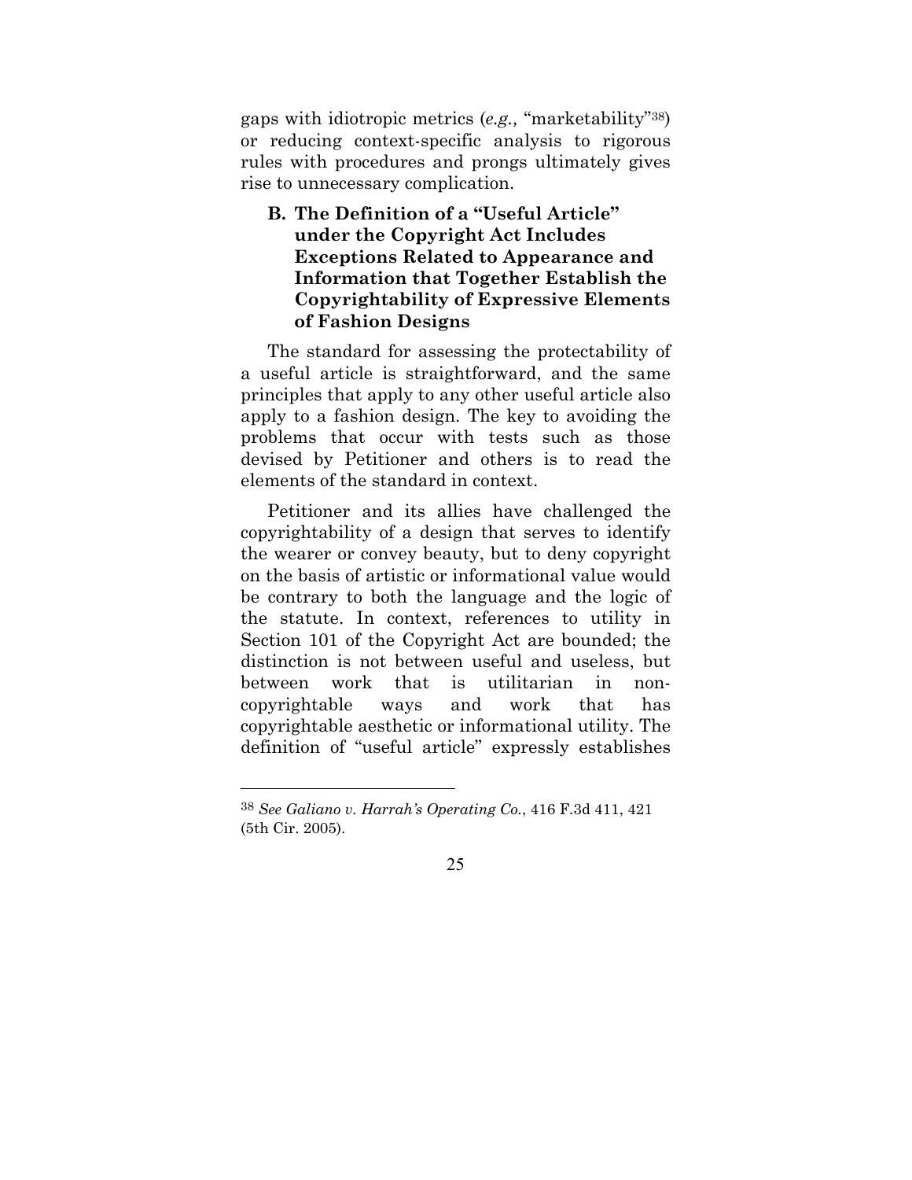gaps with idiotropic metrics (*e.g.,* "marketability"[38]) or reducing context-specific analysis to rigorous rules with procedures and prongs ultimately gives rise to unnecessary complication.

### B. The Definition of a "Useful Article" under the Copyright Act Includes Exceptions Related to Appearance and Information that Together Establish the Copyrightability of Expressive Elements of Fashion Designs

The standard for assessing the protectability of a useful article is straightforward, and the same principles that apply to any other useful article also apply to a fashion design. The key to avoiding the problems that occur with tests such as those devised by Petitioner and others is to read the elements of the standard in context.

Petitioner and its allies have challenged the copyrightability of a design that serves to identify the wearer or convey beauty, but to deny copyright on the basis of artistic or informational value would be contrary to both the language and the logic of the statute. In context, references to utility in Section 101 of the Copyright Act are bounded; the distinction is not between useful and useless, but between work that is utilitarian in non-copyrightable ways and work that has copyrightable aesthetic or informational utility. The definition of "useful article" expressly establishes

---

[38] *See Galiano v. Harrah's Operating Co.*, 416 F.3d 411, 421 (5th Cir. 2005).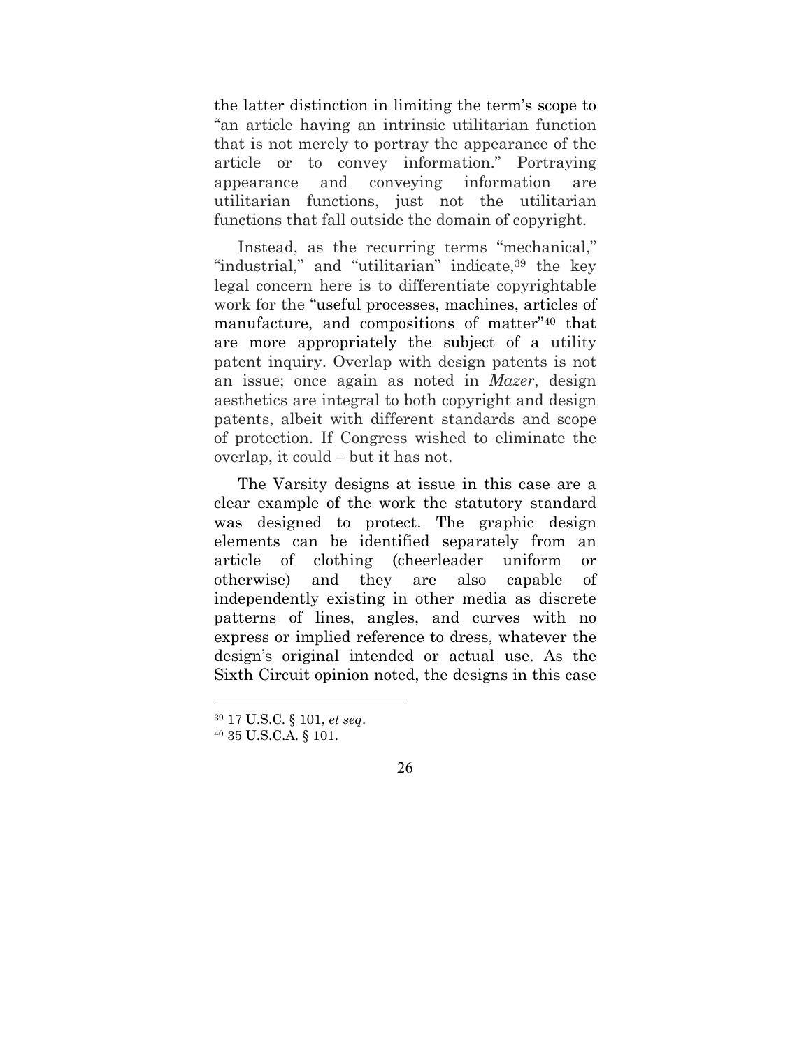the latter distinction in limiting the term's scope to "an article having an intrinsic utilitarian function that is not merely to portray the appearance of the article or to convey information." Portraying appearance and conveying information are utilitarian functions, just not the utilitarian functions that fall outside the domain of copyright.

Instead, as the recurring terms "mechanical," "industrial," and "utilitarian" indicate,[39] the key legal concern here is to differentiate copyrightable work for the "useful processes, machines, articles of manufacture, and compositions of matter"[40] that are more appropriately the subject of a utility patent inquiry. Overlap with design patents is not an issue; once again as noted in *Mazer*, design aesthetics are integral to both copyright and design patents, albeit with different standards and scope of protection. If Congress wished to eliminate the overlap, it could – but it has not.

The Varsity designs at issue in this case are a clear example of the work the statutory standard was designed to protect. The graphic design elements can be identified separately from an article of clothing (cheerleader uniform or otherwise) and they are also capable of independently existing in other media as discrete patterns of lines, angles, and curves with no express or implied reference to dress, whatever the design's original intended or actual use. As the Sixth Circuit opinion noted, the designs in this case

---

[39] 17 U.S.C. § 101, *et seq*.

[40] 35 U.S.C.A. § 101.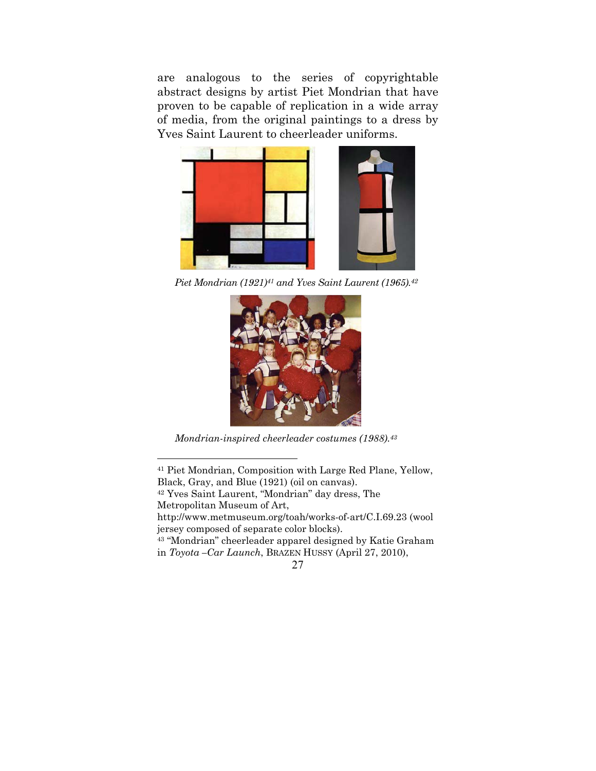are analogous to the series of copyrightable abstract designs by artist Piet Mondrian that have proven to be capable of replication in a wide array of media, from the original paintings to a dress by Yves Saint Laurent to cheerleader uniforms.

*Piet Mondrian (1921)[41] and Yves Saint Laurent (1965).[42]*

*Mondrian-inspired cheerleader costumes (1988).[43]*

---

[41] Piet Mondrian, Composition with Large Red Plane, Yellow, Black, Gray, and Blue (1921) (oil on canvas).

[42] Yves Saint Laurent, "Mondrian" day dress, The Metropolitan Museum of Art, http://www.metmuseum.org/toah/works-of-art/C.I.69.23 (wool jersey composed of separate color blocks).

[43] "Mondrian" cheerleader apparel designed by Katie Graham in *Toyota –Car Launch*, BRAZEN HUSSY (April 27, 2010),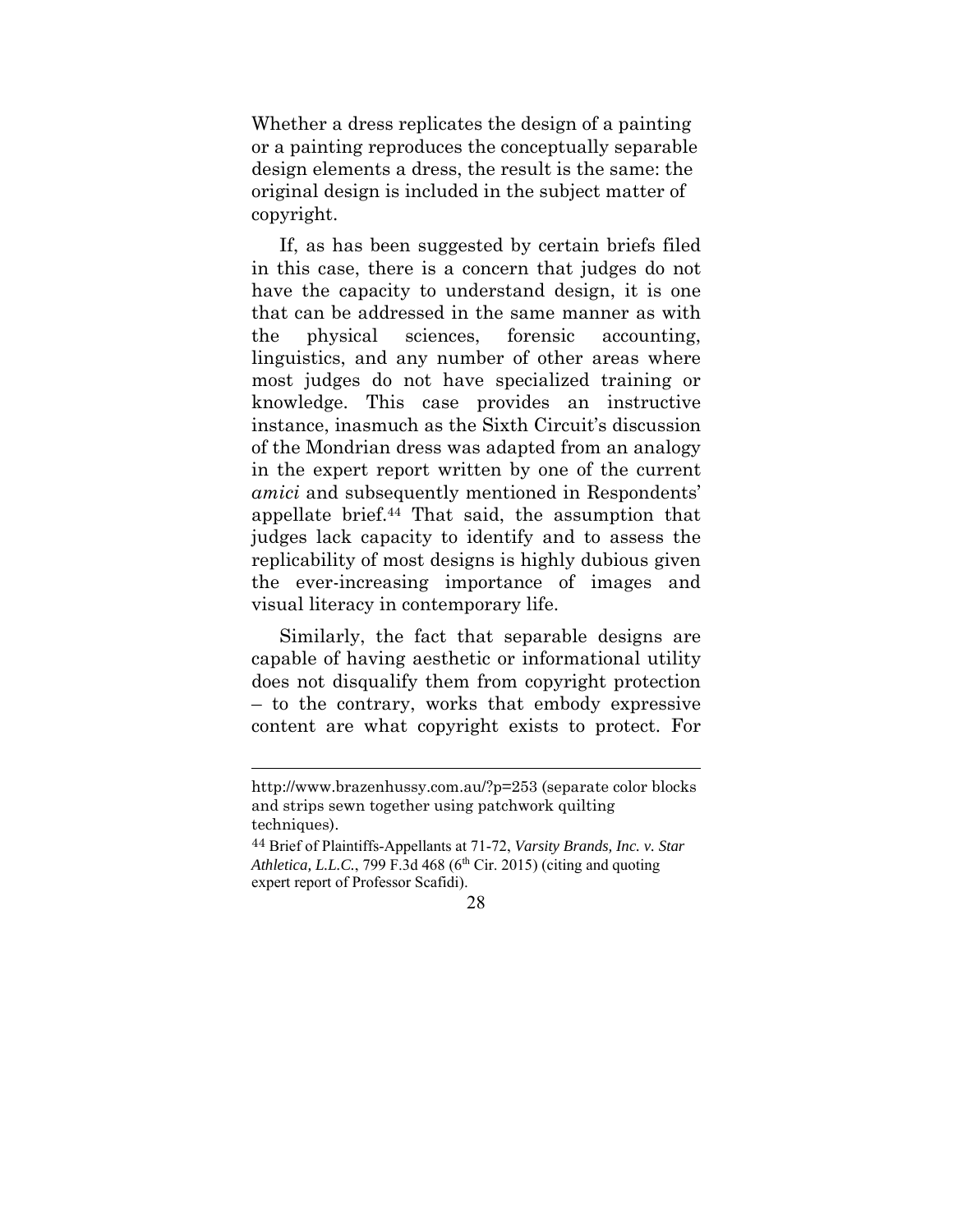Whether a dress replicates the design of a painting or a painting reproduces the conceptually separable design elements a dress, the result is the same: the original design is included in the subject matter of copyright.

If, as has been suggested by certain briefs filed in this case, there is a concern that judges do not have the capacity to understand design, it is one that can be addressed in the same manner as with the physical sciences, forensic accounting, linguistics, and any number of other areas where most judges do not have specialized training or knowledge. This case provides an instructive instance, inasmuch as the Sixth Circuit's discussion of the Mondrian dress was adapted from an analogy in the expert report written by one of the current *amici* and subsequently mentioned in Respondents' appellate brief.[44] That said, the assumption that judges lack capacity to identify and to assess the replicability of most designs is highly dubious given the ever-increasing importance of images and visual literacy in contemporary life.

Similarly, the fact that separable designs are capable of having aesthetic or informational utility does not disqualify them from copyright protection – to the contrary, works that embody expressive content are what copyright exists to protect. For

---

http://www.brazenhussy.com.au/?p=253 (separate color blocks and strips sewn together using patchwork quilting techniques).

[44] Brief of Plaintiffs-Appellants at 71-72, *Varsity Brands, Inc. v. Star Athletica, L.L.C.*, 799 F.3d 468 (6th Cir. 2015) (citing and quoting expert report of Professor Scafidi).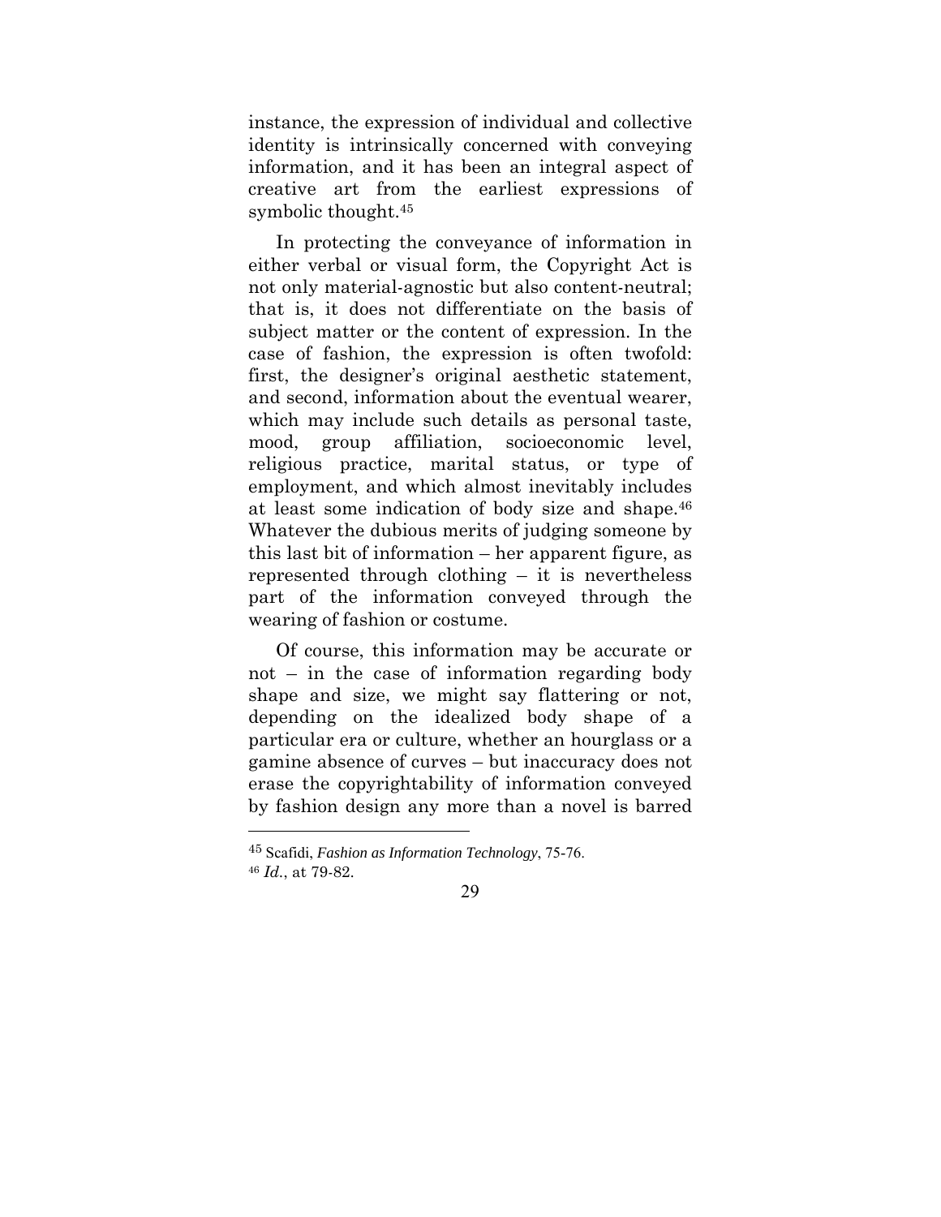instance, the expression of individual and collective identity is intrinsically concerned with conveying information, and it has been an integral aspect of creative art from the earliest expressions of symbolic thought.[45]

In protecting the conveyance of information in either verbal or visual form, the Copyright Act is not only material-agnostic but also content-neutral; that is, it does not differentiate on the basis of subject matter or the content of expression. In the case of fashion, the expression is often twofold: first, the designer's original aesthetic statement, and second, information about the eventual wearer, which may include such details as personal taste, mood, group affiliation, socioeconomic level, religious practice, marital status, or type of employment, and which almost inevitably includes at least some indication of body size and shape.[46] Whatever the dubious merits of judging someone by this last bit of information – her apparent figure, as represented through clothing – it is nevertheless part of the information conveyed through the wearing of fashion or costume.

Of course, this information may be accurate or not – in the case of information regarding body shape and size, we might say flattering or not, depending on the idealized body shape of a particular era or culture, whether an hourglass or a gamine absence of curves – but inaccuracy does not erase the copyrightability of information conveyed by fashion design any more than a novel is barred

---

[45] Scafidi, *Fashion as Information Technology*, 75-76.

[46] *Id.*, at 79-82.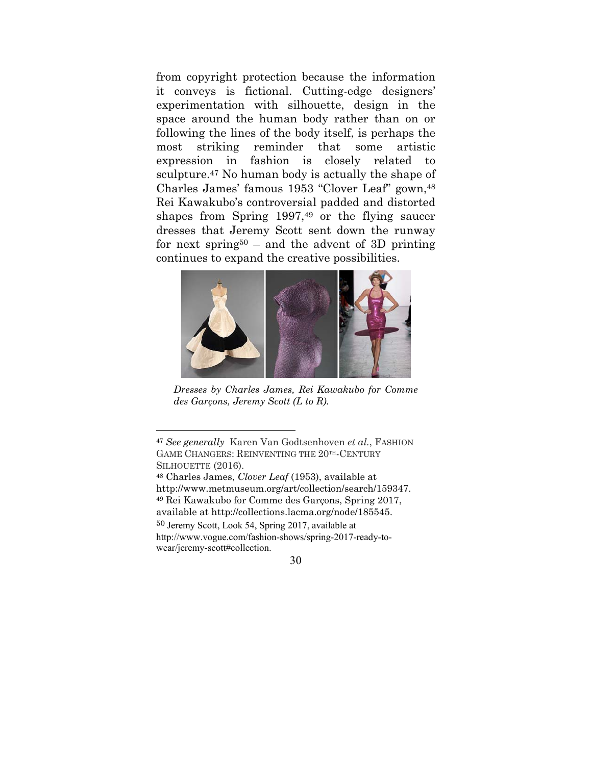from copyright protection because the information it conveys is fictional. Cutting-edge designers' experimentation with silhouette, design in the space around the human body rather than on or following the lines of the body itself, is perhaps the most striking reminder that some artistic expression in fashion is closely related to sculpture.[47] No human body is actually the shape of Charles James' famous 1953 "Clover Leaf" gown,[48] Rei Kawakubo's controversial padded and distorted shapes from Spring 1997,[49] or the flying saucer dresses that Jeremy Scott sent down the runway for next spring[50] – and the advent of 3D printing continues to expand the creative possibilities.

*Dresses by Charles James, Rei Kawakubo for Comme des Garçons, Jeremy Scott (L to R).*

---

[47] *See generally* Karen Van Godtsenhoven *et al.*, FASHION GAME CHANGERS: REINVENTING THE 20TH-CENTURY SILHOUETTE (2016).

[48] Charles James, *Clover Leaf* (1953), available at http://www.metmuseum.org/art/collection/search/159347.

[49] Rei Kawakubo for Comme des Garçons, Spring 2017, available at http://collections.lacma.org/node/185545.

[50] Jeremy Scott, Look 54, Spring 2017, available at http://www.vogue.com/fashion-shows/spring-2017-ready-to-wear/jeremy-scott#collection.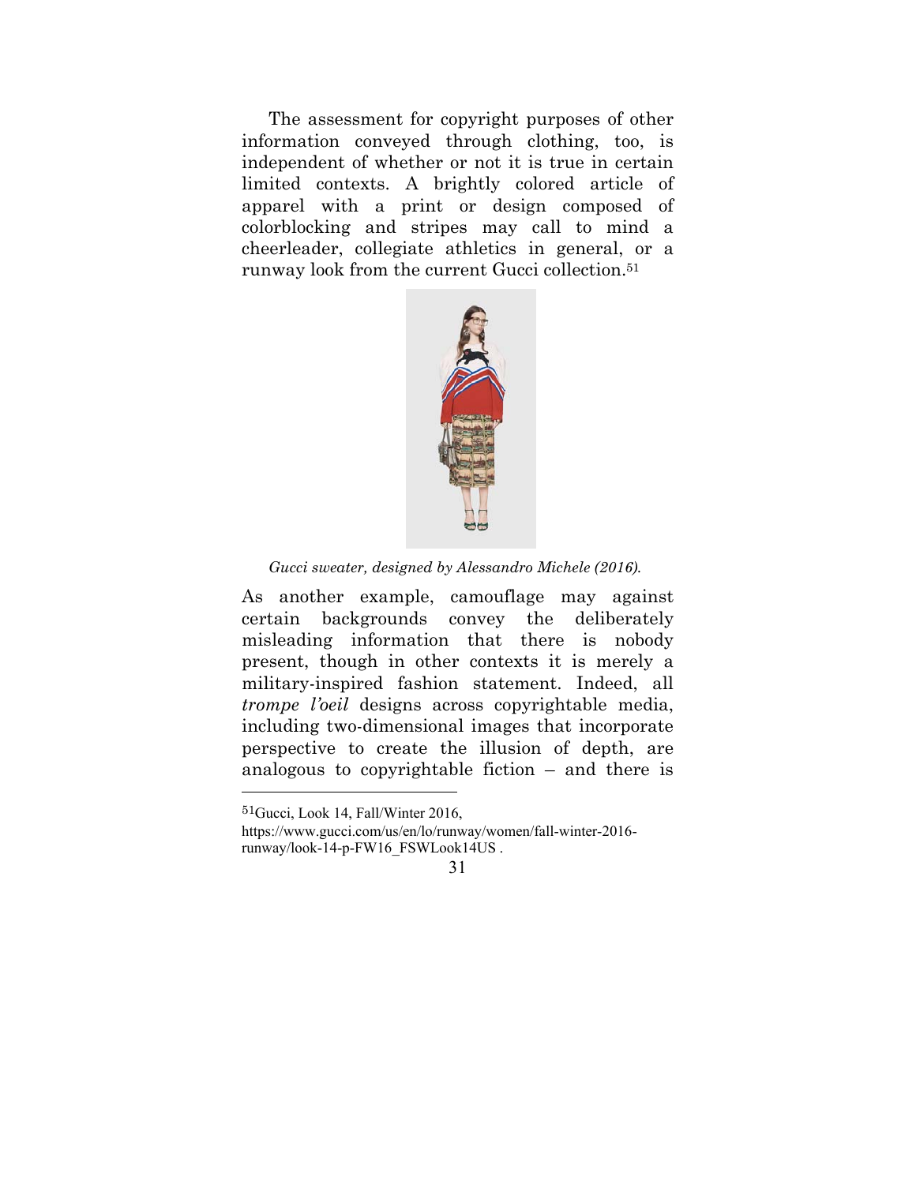The assessment for copyright purposes of other information conveyed through clothing, too, is independent of whether or not it is true in certain limited contexts. A brightly colored article of apparel with a print or design composed of colorblocking and stripes may call to mind a cheerleader, collegiate athletics in general, or a runway look from the current Gucci collection.[51]

*Gucci sweater, designed by Alessandro Michele (2016).*

As another example, camouflage may against certain backgrounds convey the deliberately misleading information that there is nobody present, though in other contexts it is merely a military-inspired fashion statement. Indeed, all *trompe l'oeil* designs across copyrightable media, including two-dimensional images that incorporate perspective to create the illusion of depth, are analogous to copyrightable fiction – and there is

[51] Gucci, Look 14, Fall/Winter 2016, https://www.gucci.com/us/en/lo/runway/women/fall-winter-2016-runway/look-14-p-FW16_FSWLook14US .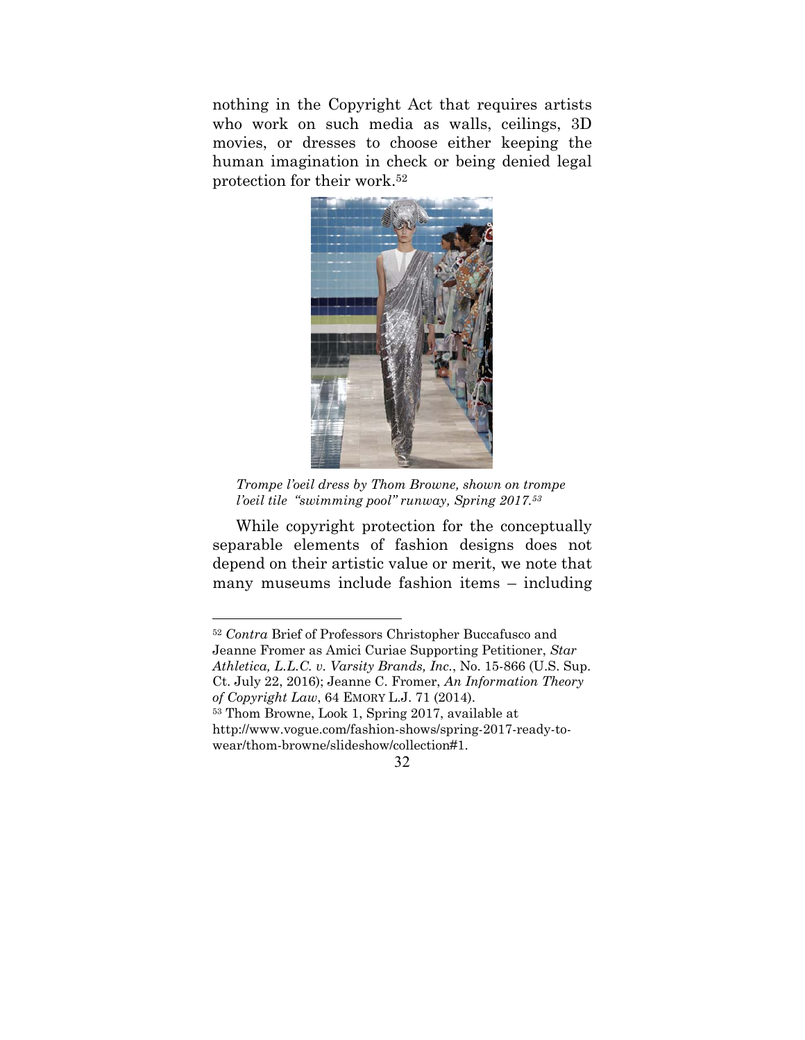nothing in the Copyright Act that requires artists who work on such media as walls, ceilings, 3D movies, or dresses to choose either keeping the human imagination in check or being denied legal protection for their work.[52]

*Trompe l'oeil dress by Thom Browne, shown on trompe l'oeil tile "swimming pool" runway, Spring 2017.[53]*

While copyright protection for the conceptually separable elements of fashion designs does not depend on their artistic value or merit, we note that many museums include fashion items – including

---

[52] *Contra* Brief of Professors Christopher Buccafusco and Jeanne Fromer as Amici Curiae Supporting Petitioner, *Star Athletica, L.L.C. v. Varsity Brands, Inc.*, No. 15-866 (U.S. Sup. Ct. July 22, 2016); Jeanne C. Fromer, *An Information Theory of Copyright Law*, 64 EMORY L.J. 71 (2014).

[53] Thom Browne, Look 1, Spring 2017, available at http://www.vogue.com/fashion-shows/spring-2017-ready-to-wear/thom-browne/slideshow/collection#1.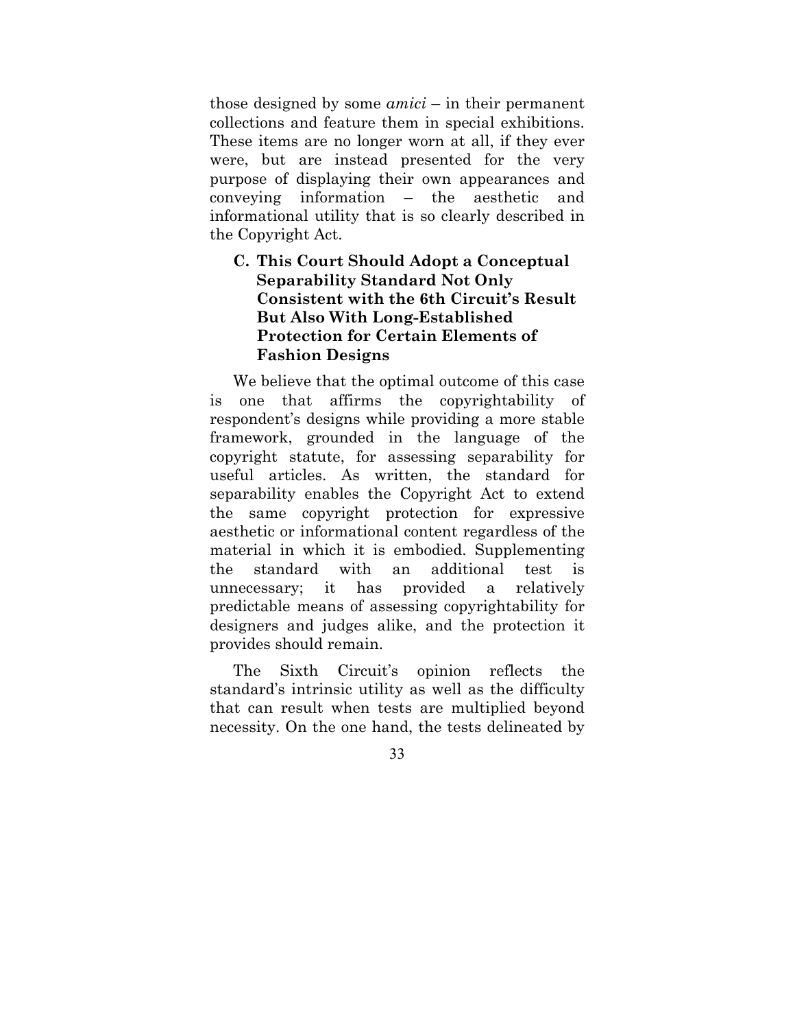those designed by some *amici* – in their permanent collections and feature them in special exhibitions. These items are no longer worn at all, if they ever were, but are instead presented for the very purpose of displaying their own appearances and conveying information – the aesthetic and informational utility that is so clearly described in the Copyright Act.

### C. This Court Should Adopt a Conceptual Separability Standard Not Only Consistent with the 6th Circuit's Result But Also With Long-Established Protection for Certain Elements of Fashion Designs

We believe that the optimal outcome of this case is one that affirms the copyrightability of respondent's designs while providing a more stable framework, grounded in the language of the copyright statute, for assessing separability for useful articles. As written, the standard for separability enables the Copyright Act to extend the same copyright protection for expressive aesthetic or informational content regardless of the material in which it is embodied. Supplementing the standard with an additional test is unnecessary; it has provided a relatively predictable means of assessing copyrightability for designers and judges alike, and the protection it provides should remain.

The Sixth Circuit's opinion reflects the standard's intrinsic utility as well as the difficulty that can result when tests are multiplied beyond necessity. On the one hand, the tests delineated by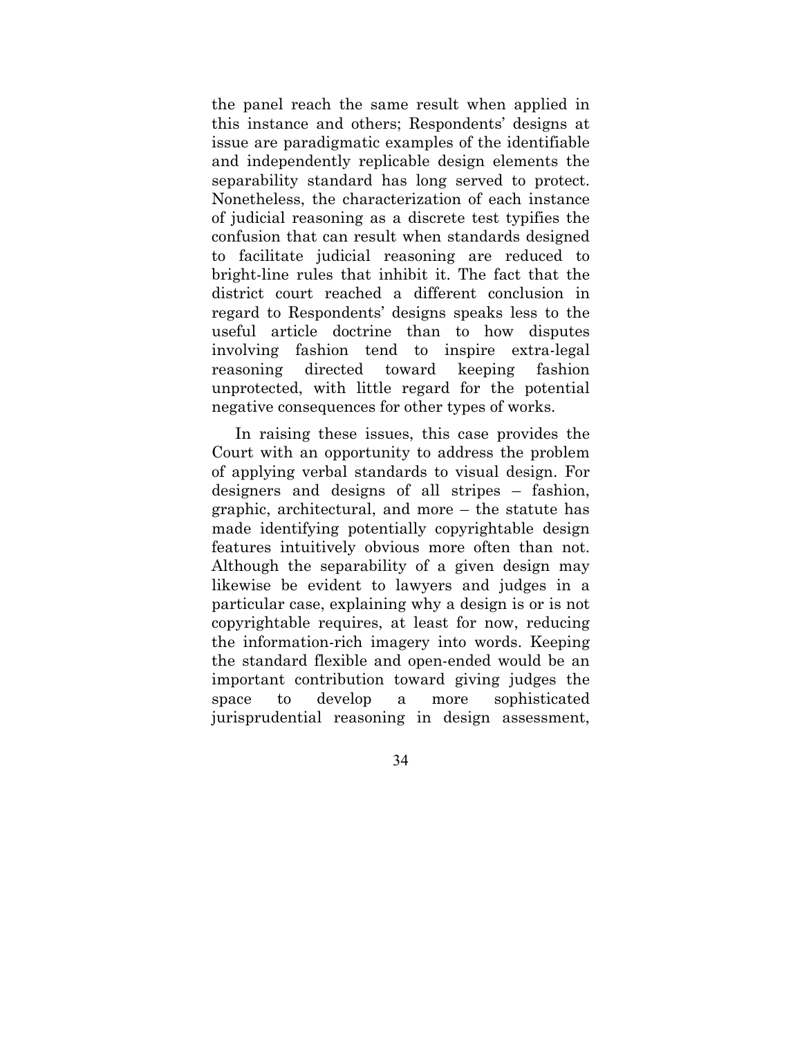the panel reach the same result when applied in this instance and others; Respondents' designs at issue are paradigmatic examples of the identifiable and independently replicable design elements the separability standard has long served to protect. Nonetheless, the characterization of each instance of judicial reasoning as a discrete test typifies the confusion that can result when standards designed to facilitate judicial reasoning are reduced to bright-line rules that inhibit it. The fact that the district court reached a different conclusion in regard to Respondents' designs speaks less to the useful article doctrine than to how disputes involving fashion tend to inspire extra-legal reasoning directed toward keeping fashion unprotected, with little regard for the potential negative consequences for other types of works.

In raising these issues, this case provides the Court with an opportunity to address the problem of applying verbal standards to visual design. For designers and designs of all stripes – fashion, graphic, architectural, and more – the statute has made identifying potentially copyrightable design features intuitively obvious more often than not. Although the separability of a given design may likewise be evident to lawyers and judges in a particular case, explaining why a design is or is not copyrightable requires, at least for now, reducing the information-rich imagery into words. Keeping the standard flexible and open-ended would be an important contribution toward giving judges the space to develop a more sophisticated jurisprudential reasoning in design assessment,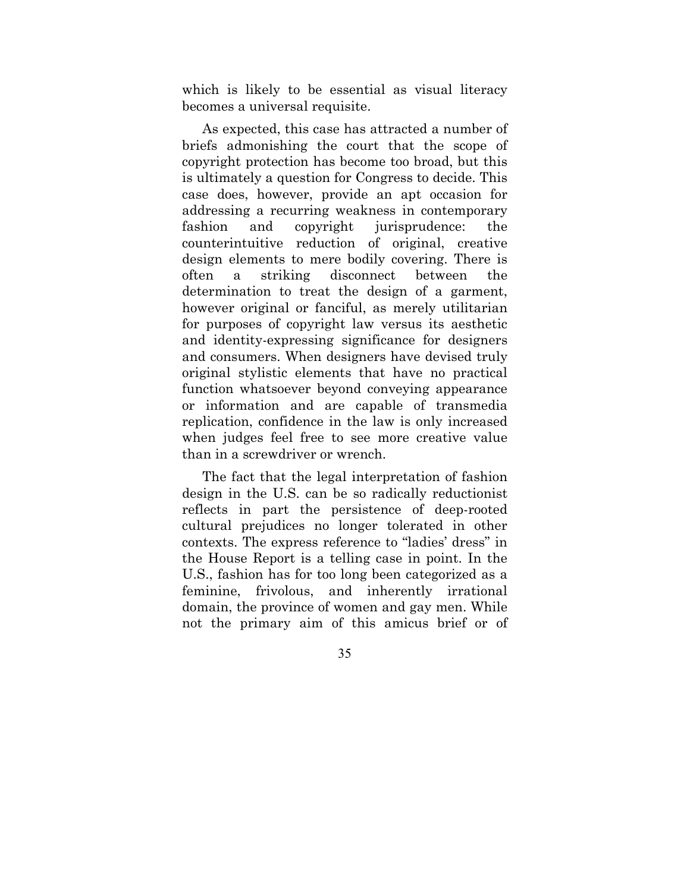which is likely to be essential as visual literacy becomes a universal requisite.

As expected, this case has attracted a number of briefs admonishing the court that the scope of copyright protection has become too broad, but this is ultimately a question for Congress to decide. This case does, however, provide an apt occasion for addressing a recurring weakness in contemporary fashion and copyright jurisprudence: the counterintuitive reduction of original, creative design elements to mere bodily covering. There is often a striking disconnect between the determination to treat the design of a garment, however original or fanciful, as merely utilitarian for purposes of copyright law versus its aesthetic and identity-expressing significance for designers and consumers. When designers have devised truly original stylistic elements that have no practical function whatsoever beyond conveying appearance or information and are capable of transmedia replication, confidence in the law is only increased when judges feel free to see more creative value than in a screwdriver or wrench.

The fact that the legal interpretation of fashion design in the U.S. can be so radically reductionist reflects in part the persistence of deep-rooted cultural prejudices no longer tolerated in other contexts. The express reference to "ladies' dress" in the House Report is a telling case in point. In the U.S., fashion has for too long been categorized as a feminine, frivolous, and inherently irrational domain, the province of women and gay men. While not the primary aim of this amicus brief or of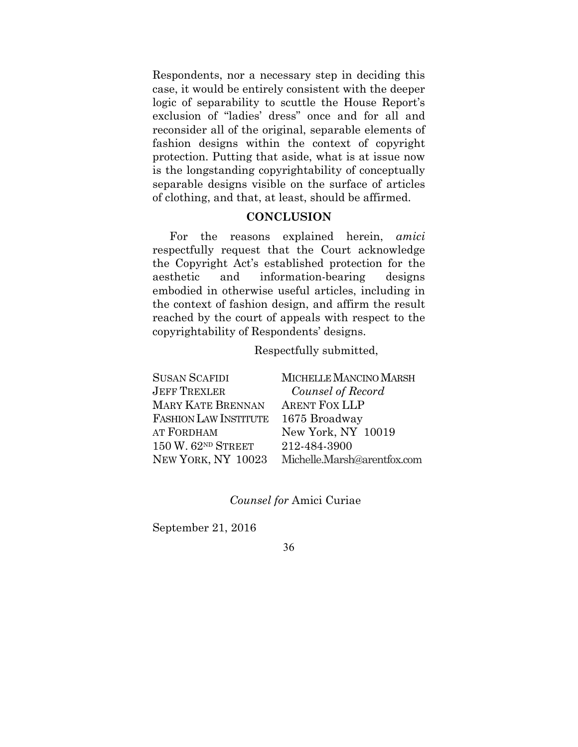Respondents, nor a necessary step in deciding this case, it would be entirely consistent with the deeper logic of separability to scuttle the House Report's exclusion of "ladies' dress" once and for all and reconsider all of the original, separable elements of fashion designs within the context of copyright protection. Putting that aside, what is at issue now is the longstanding copyrightability of conceptually separable designs visible on the surface of articles of clothing, and that, at least, should be affirmed.

## CONCLUSION

For the reasons explained herein, *amici* respectfully request that the Court acknowledge the Copyright Act's established protection for the aesthetic and information-bearing designs embodied in otherwise useful articles, including in the context of fashion design, and affirm the result reached by the court of appeals with respect to the copyrightability of Respondents' designs.

Respectfully submitted,

SUSAN SCAFIDI
JEFF TREXLER
MARY KATE BRENNAN
FASHION LAW INSTITUTE AT FORDHAM
150 W. 62ND STREET
NEW YORK, NY 10023

MICHELLE MANCINO MARSH
*Counsel of Record*
ARENT FOX LLP
1675 Broadway
New York, NY 10019
212-484-3900
Michelle.Marsh@arentfox.com

*Counsel for* Amici Curiae

September 21, 2016